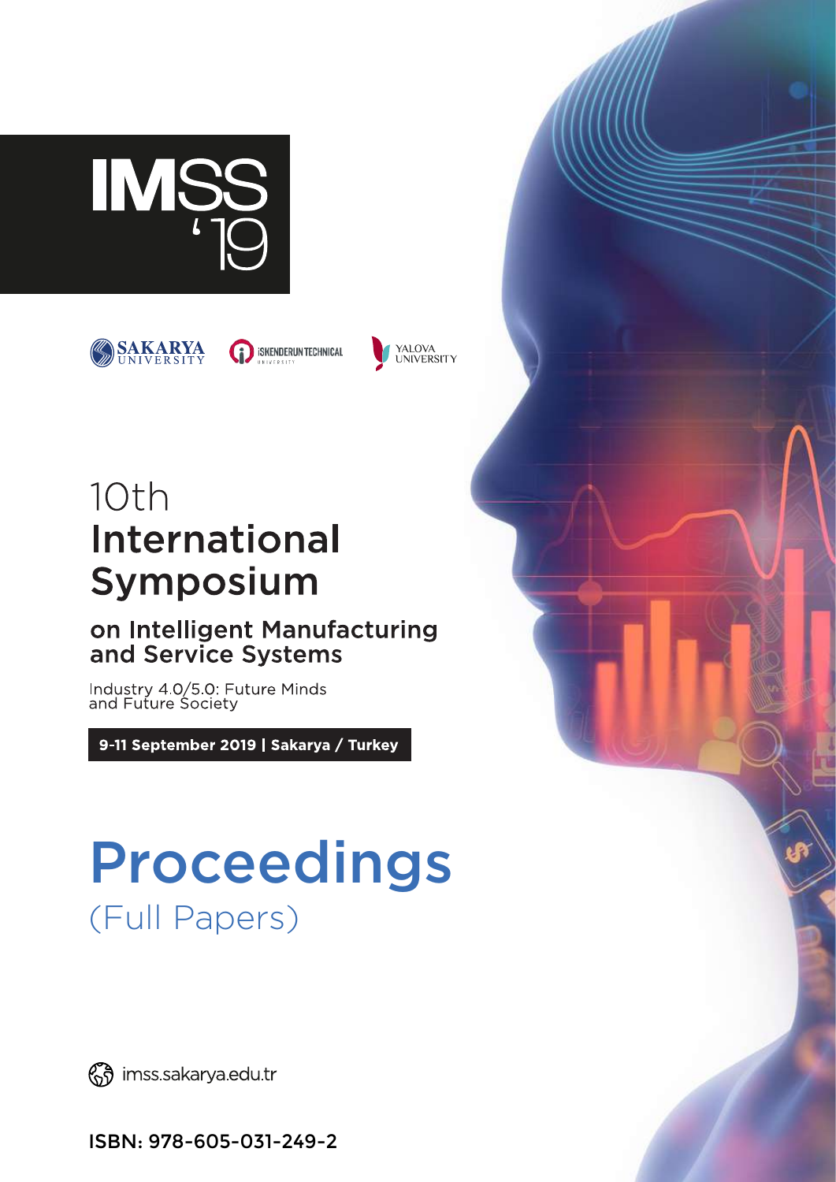# IMSS '19

SAKARYA UNIVERSITY

İSKENDERUN TECHNICAL UNIVERSITY

YALOVA UNIVERSITY

# 10th International Symposium

## on Intelligent Manufacturing and Service Systems

Industry 4.0/5.0: Future Minds and Future Society

**9-11 September 2019 | Sakarya / Turkey**

# Proceedings

## (Full Papers)

imss.sakarya.edu.tr

ISBN: 978-605-031-249-2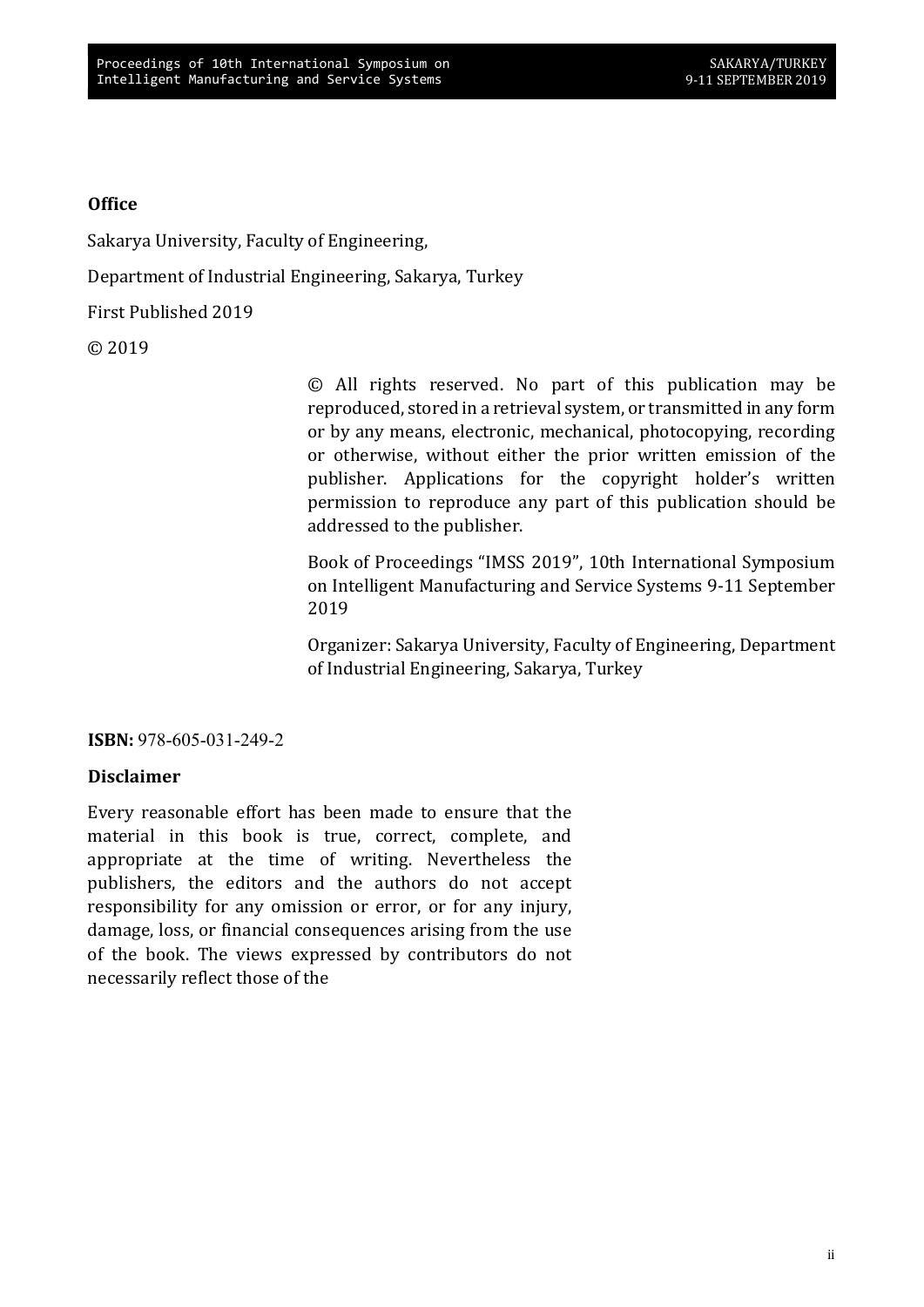**Office**

Sakarya University, Faculty of Engineering,

Department of Industrial Engineering, Sakarya, Turkey

First Published 2019

© 2019

© All rights reserved. No part of this publication may be reproduced, stored in a retrieval system, or transmitted in any form or by any means, electronic, mechanical, photocopying, recording or otherwise, without either the prior written emission of the publisher. Applications for the copyright holder's written permission to reproduce any part of this publication should be addressed to the publisher.

Book of Proceedings "IMSS 2019", 10th International Symposium on Intelligent Manufacturing and Service Systems 9-11 September 2019

Organizer: Sakarya University, Faculty of Engineering, Department of Industrial Engineering, Sakarya, Turkey

**ISBN:** 978-605-031-249-2

**Disclaimer**

Every reasonable effort has been made to ensure that the material in this book is true, correct, complete, and appropriate at the time of writing. Nevertheless the publishers, the editors and the authors do not accept responsibility for any omission or error, or for any injury, damage, loss, or financial consequences arising from the use of the book. The views expressed by contributors do not necessarily reflect those of the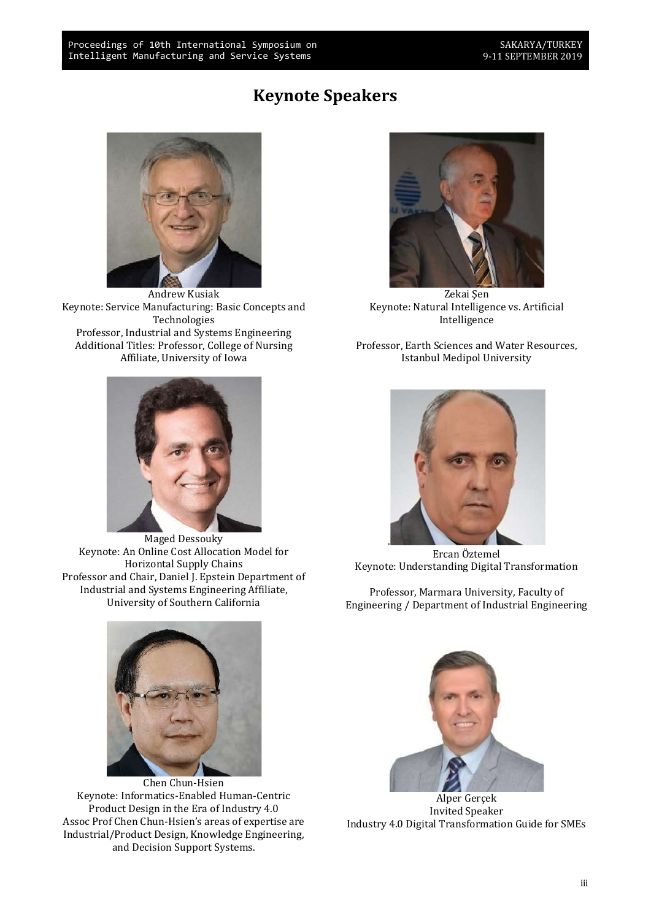# Keynote Speakers

Andrew Kusiak
Keynote: Service Manufacturing: Basic Concepts and Technologies
Professor, Industrial and Systems Engineering
Additional Titles: Professor, College of Nursing
Affiliate, University of Iowa

Zekai Şen
Keynote: Natural Intelligence vs. Artificial Intelligence

Professor, Earth Sciences and Water Resources, Istanbul Medipol University

Maged Dessouky
Keynote: An Online Cost Allocation Model for Horizontal Supply Chains
Professor and Chair, Daniel J. Epstein Department of Industrial and Systems Engineering Affiliate, University of Southern California

Ercan Öztemel
Keynote: Understanding Digital Transformation

Professor, Marmara University, Faculty of Engineering / Department of Industrial Engineering

Chen Chun-Hsien
Keynote: Informatics-Enabled Human-Centric Product Design in the Era of Industry 4.0
Assoc Prof Chen Chun-Hsien's areas of expertise are Industrial/Product Design, Knowledge Engineering, and Decision Support Systems.

Alper Gerçek
Invited Speaker
Industry 4.0 Digital Transformation Guide for SMEs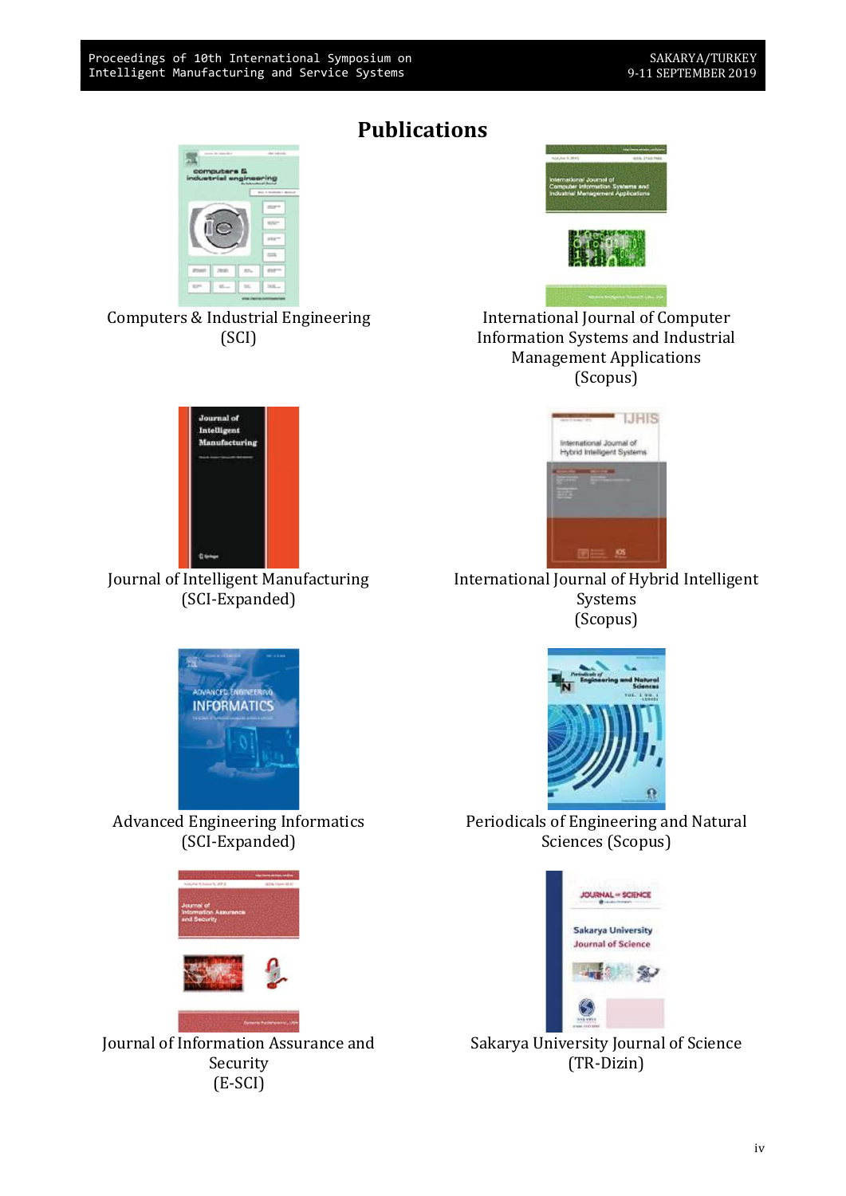# Publications

Computers & Industrial Engineering
(SCI)

International Journal of Computer Information Systems and Industrial Management Applications
(Scopus)

Journal of Intelligent Manufacturing
(SCI-Expanded)

International Journal of Hybrid Intelligent Systems
(Scopus)

Advanced Engineering Informatics
(SCI-Expanded)

Periodicals of Engineering and Natural Sciences (Scopus)

Journal of Information Assurance and Security
(E-SCI)

Sakarya University Journal of Science
(TR-Dizin)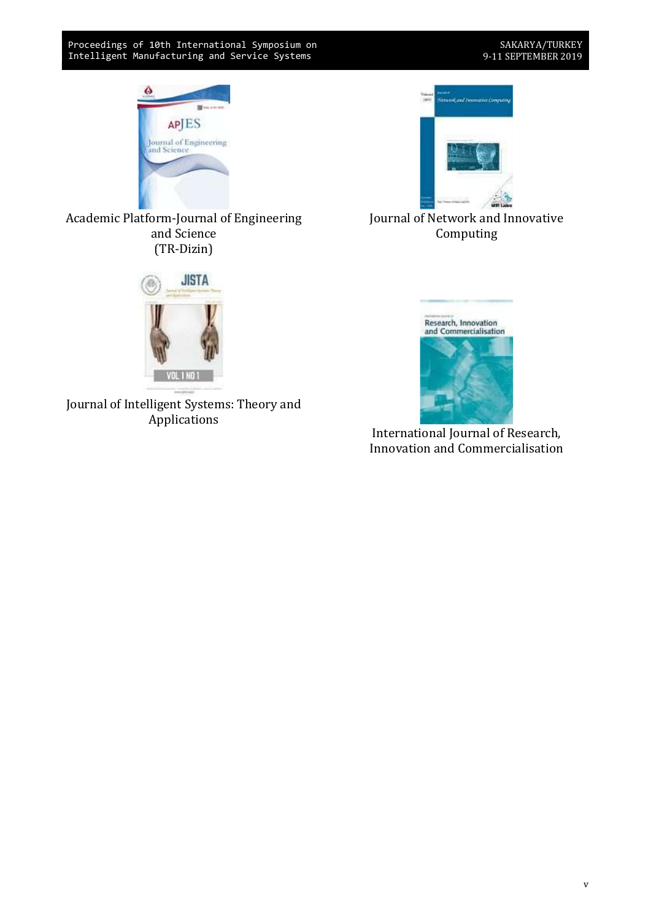Academic Platform-Journal of Engineering and Science
(TR-Dizin)

Journal of Network and Innovative Computing

Journal of Intelligent Systems: Theory and Applications

International Journal of Research, Innovation and Commercialisation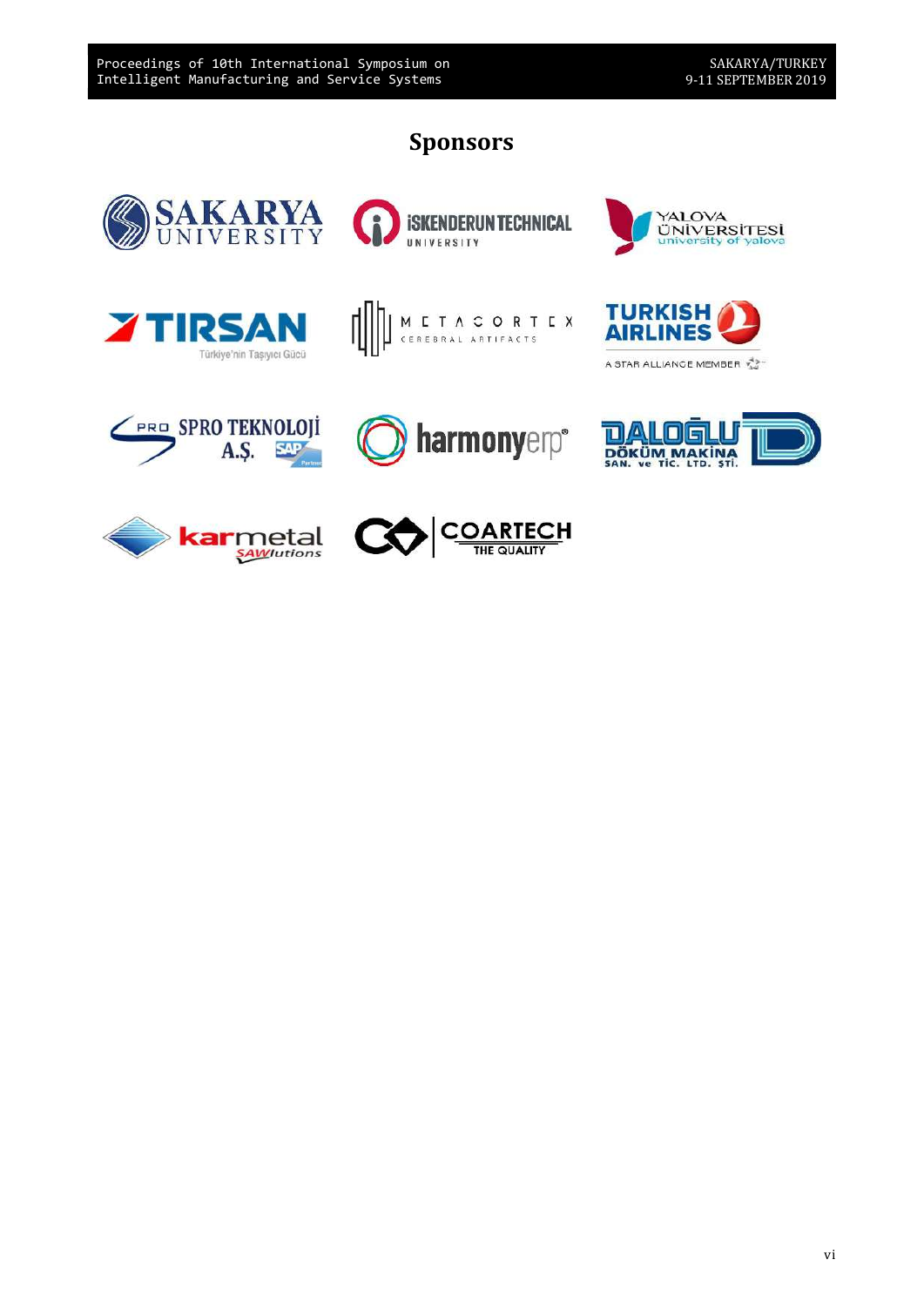# Sponsors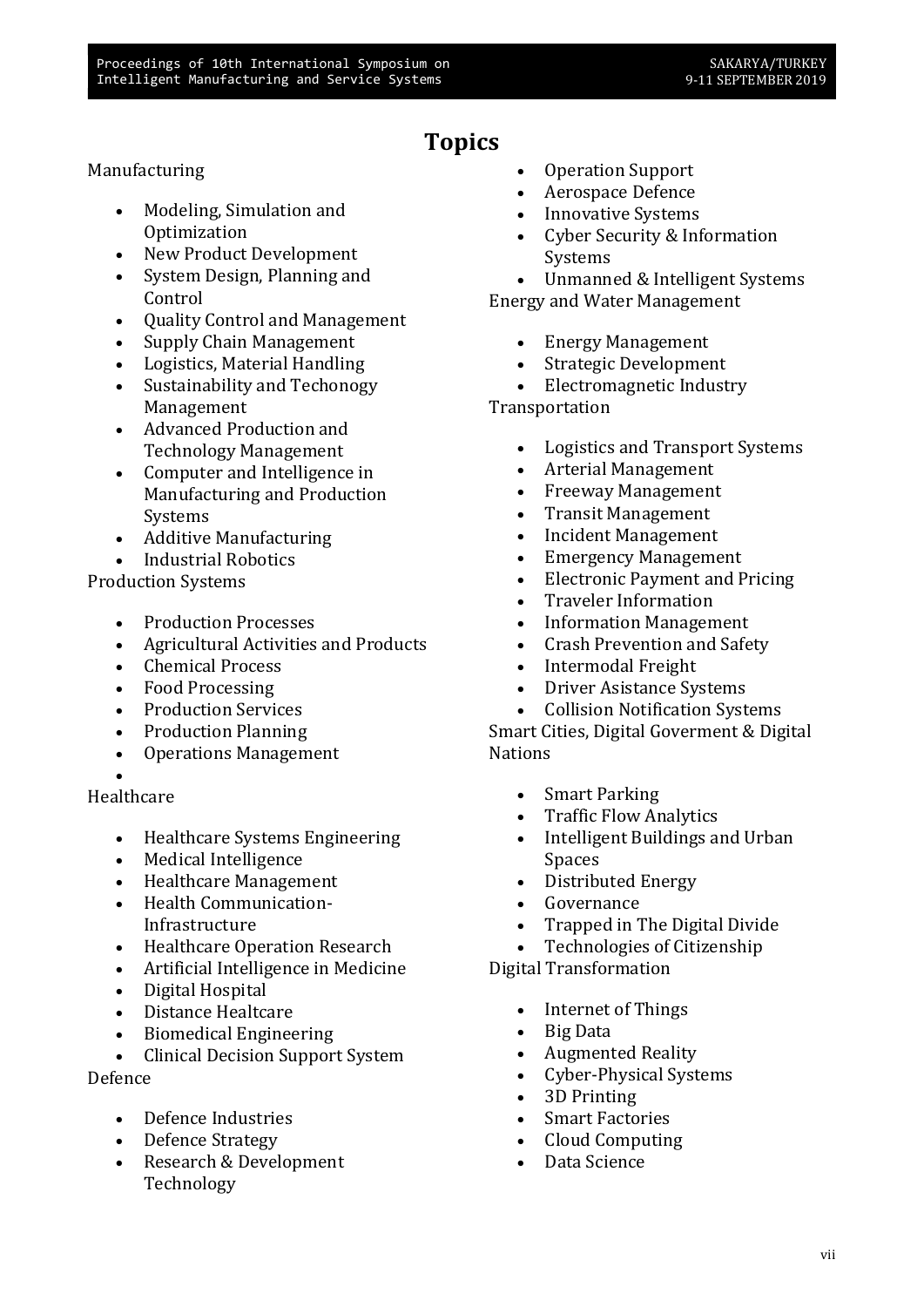# Topics

Manufacturing

- Modeling, Simulation and Optimization
- New Product Development
- System Design, Planning and Control
- Quality Control and Management
- Supply Chain Management
- Logistics, Material Handling
- Sustainability and Techonogy Management
- Advanced Production and Technology Management
- Computer and Intelligence in Manufacturing and Production Systems
- Additive Manufacturing
- Industrial Robotics

Production Systems

- Production Processes
- Agricultural Activities and Products
- Chemical Process
- Food Processing
- Production Services
- Production Planning
- Operations Management

Healthcare

- Healthcare Systems Engineering
- Medical Intelligence
- Healthcare Management
- Health Communication-Infrastructure
- Healthcare Operation Research
- Artificial Intelligence in Medicine
- Digital Hospital
- Distance Healtcare
- Biomedical Engineering
- Clinical Decision Support System

Defence

- Defence Industries
- Defence Strategy
- Research & Development Technology
- Operation Support
- Aerospace Defence
- Innovative Systems
- Cyber Security & Information Systems
- Unmanned & Intelligent Systems

Energy and Water Management

- Energy Management
- Strategic Development
- Electromagnetic Industry

Transportation

- Logistics and Transport Systems
- Arterial Management
- Freeway Management
- Transit Management
- Incident Management
- Emergency Management
- Electronic Payment and Pricing
- Traveler Information
- Information Management
- Crash Prevention and Safety
- Intermodal Freight
- Driver Asistance Systems
- Collision Notification Systems

Smart Cities, Digital Goverment & Digital Nations

- Smart Parking
- Traffic Flow Analytics
- Intelligent Buildings and Urban Spaces
- Distributed Energy
- Governance
- Trapped in The Digital Divide
- Technologies of Citizenship

Digital Transformation

- Internet of Things
- Big Data
- Augmented Reality
- Cyber-Physical Systems
- 3D Printing
- Smart Factories
- Cloud Computing
- Data Science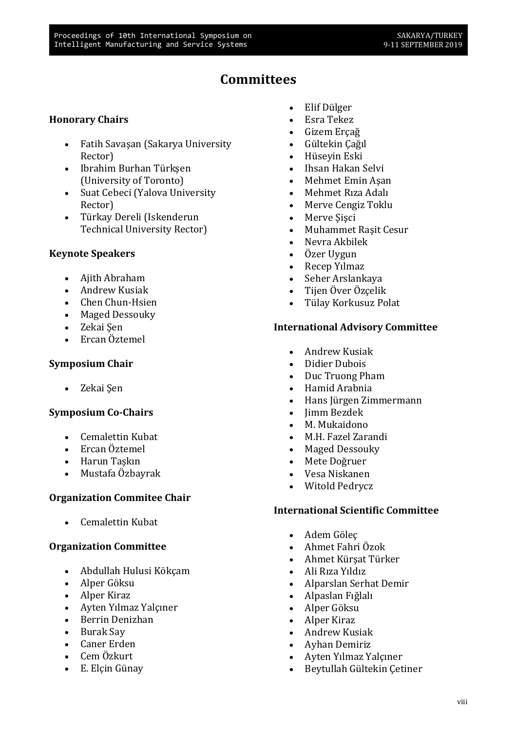# Committees

## Honorary Chairs

- Fatih Savaşan (Sakarya University Rector)
- Ibrahim Burhan Türkşen (University of Toronto)
- Suat Cebeci (Yalova University Rector)
- Türkay Dereli (Iskenderun Technical University Rector)

## Keynote Speakers

- Ajith Abraham
- Andrew Kusiak
- Chen Chun-Hsien
- Maged Dessouky
- Zekai Şen
- Ercan Öztemel

## Symposium Chair

- Zekai Şen

## Symposium Co-Chairs

- Cemalettin Kubat
- Ercan Öztemel
- Harun Taşkın
- Mustafa Özbayrak

## Organization Commitee Chair

- Cemalettin Kubat

## Organization Committee

- Abdullah Hulusi Kökçam
- Alper Göksu
- Alper Kiraz
- Ayten Yılmaz Yalçıner
- Berrin Denizhan
- Burak Say
- Caner Erden
- Cem Özkurt
- E. Elçin Günay
- Elif Dülger
- Esra Tekez
- Gizem Erçağ
- Gültekin Çağıl
- Hüseyin Eski
- Ihsan Hakan Selvi
- Mehmet Emin Aşan
- Mehmet Rıza Adalı
- Merve Cengiz Toklu
- Merve Şişci
- Muhammet Raşit Cesur
- Nevra Akbilek
- Özer Uygun
- Recep Yılmaz
- Seher Arslankaya
- Tijen Över Özçelik
- Tülay Korkusuz Polat

## International Advisory Committee

- Andrew Kusiak
- Didier Dubois
- Duc Truong Pham
- Hamid Arabnia
- Hans Jürgen Zimmermann
- Jimm Bezdek
- M. Mukaidono
- M.H. Fazel Zarandi
- Maged Dessouky
- Mete Doğruer
- Vesa Niskanen
- Witold Pedrycz

## International Scientific Committee

- Adem Göleç
- Ahmet Fahri Özok
- Ahmet Kürşat Türker
- Ali Rıza Yıldız
- Alparslan Serhat Demir
- Alpaslan Fığlalı
- Alper Göksu
- Alper Kiraz
- Andrew Kusiak
- Ayhan Demiriz
- Ayten Yılmaz Yalçıner
- Beytullah Gültekin Çetiner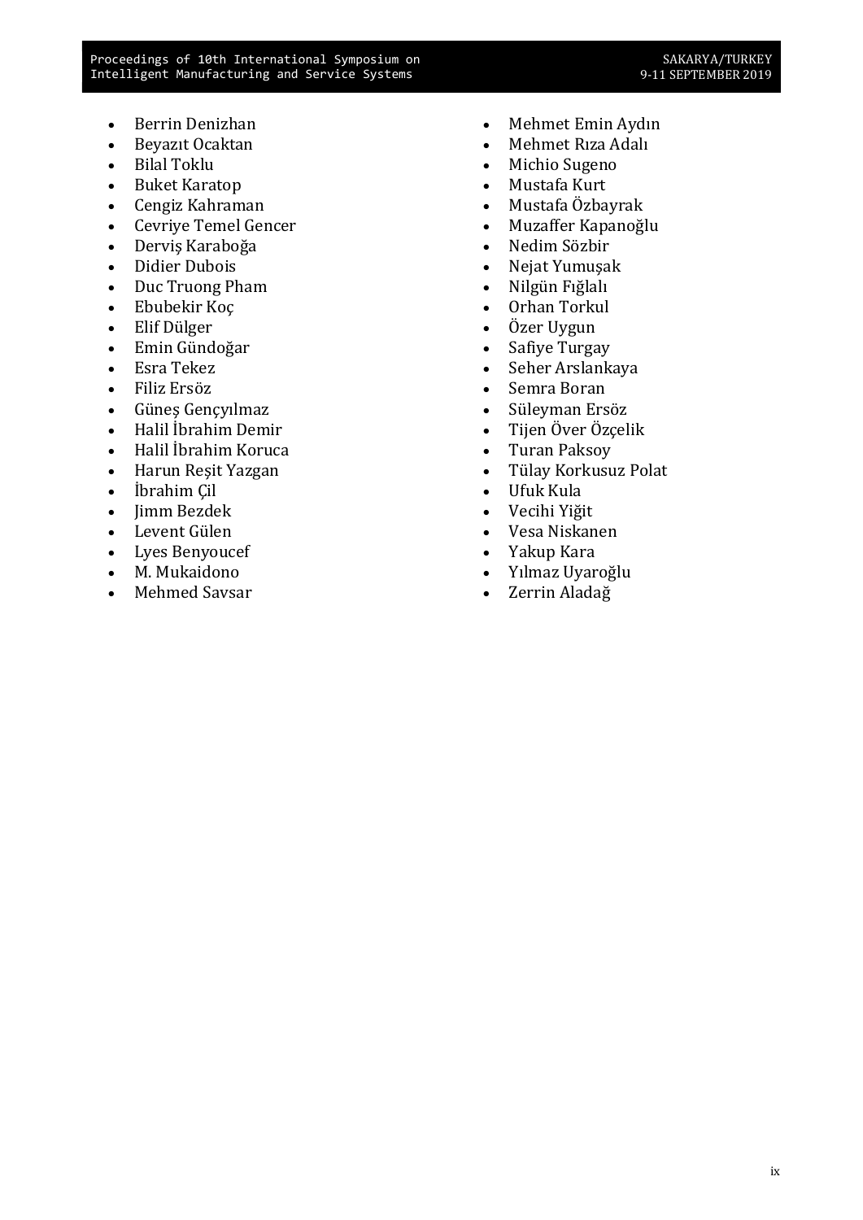- Berrin Denizhan
- Beyazıt Ocaktan
- Bilal Toklu
- Buket Karatop
- Cengiz Kahraman
- Cevriye Temel Gencer
- Derviş Karaboğa
- Didier Dubois
- Duc Truong Pham
- Ebubekir Koç
- Elif Dülger
- Emin Gündoğar
- Esra Tekez
- Filiz Ersöz
- Güneş Gençyılmaz
- Halil İbrahim Demir
- Halil İbrahim Koruca
- Harun Reşit Yazgan
- İbrahim Çil
- Jimm Bezdek
- Levent Gülen
- Lyes Benyoucef
- M. Mukaidono
- Mehmed Savsar
- Mehmet Emin Aydın
- Mehmet Rıza Adalı
- Michio Sugeno
- Mustafa Kurt
- Mustafa Özbayrak
- Muzaffer Kapanoğlu
- Nedim Sözbir
- Nejat Yumuşak
- Nilgün Fığlalı
- Orhan Torkul
- Özer Uygun
- Safiye Turgay
- Seher Arslankaya
- Semra Boran
- Süleyman Ersöz
- Tijen Över Özçelik
- Turan Paksoy
- Tülay Korkusuz Polat
- Ufuk Kula
- Vecihi Yiğit
- Vesa Niskanen
- Yakup Kara
- Yılmaz Uyaroğlu
- Zerrin Aladağ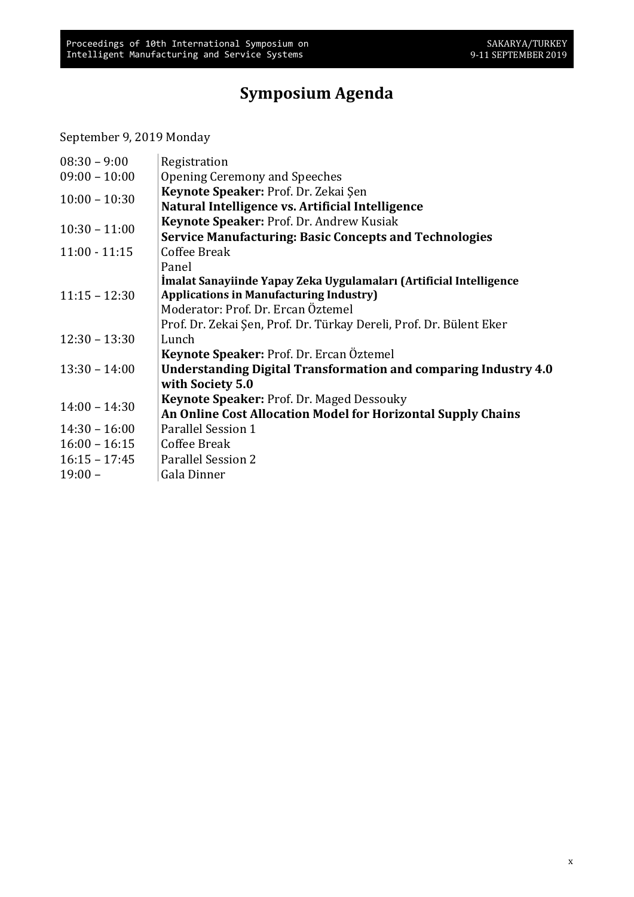# Symposium Agenda

September 9, 2019 Monday

| | |
|---|---|
| 08:30 – 9:00 | Registration |
| 09:00 – 10:00 | Opening Ceremony and Speeches |
| 10:00 – 10:30 | **Keynote Speaker:** Prof. Dr. Zekai Şen<br>**Natural Intelligence vs. Artificial Intelligence** |
| 10:30 – 11:00 | **Keynote Speaker:** Prof. Dr. Andrew Kusiak<br>**Service Manufacturing: Basic Concepts and Technologies** |
| 11:00 - 11:15 | Coffee Break |
| 11:15 – 12:30 | Panel<br>**İmalat Sanayiinde Yapay Zeka Uygulamaları (Artificial Intelligence Applications in Manufacturing Industry)**<br>Moderator: Prof. Dr. Ercan Öztemel<br>Prof. Dr. Zekai Şen, Prof. Dr. Türkay Dereli, Prof. Dr. Bülent Eker |
| 12:30 – 13:30 | Lunch |
| 13:30 – 14:00 | **Keynote Speaker:** Prof. Dr. Ercan Öztemel<br>**Understanding Digital Transformation and comparing Industry 4.0 with Society 5.0** |
| 14:00 – 14:30 | **Keynote Speaker:** Prof. Dr. Maged Dessouky<br>**An Online Cost Allocation Model for Horizontal Supply Chains** |
| 14:30 – 16:00 | Parallel Session 1 |
| 16:00 – 16:15 | Coffee Break |
| 16:15 – 17:45 | Parallel Session 2 |
| 19:00 – | Gala Dinner |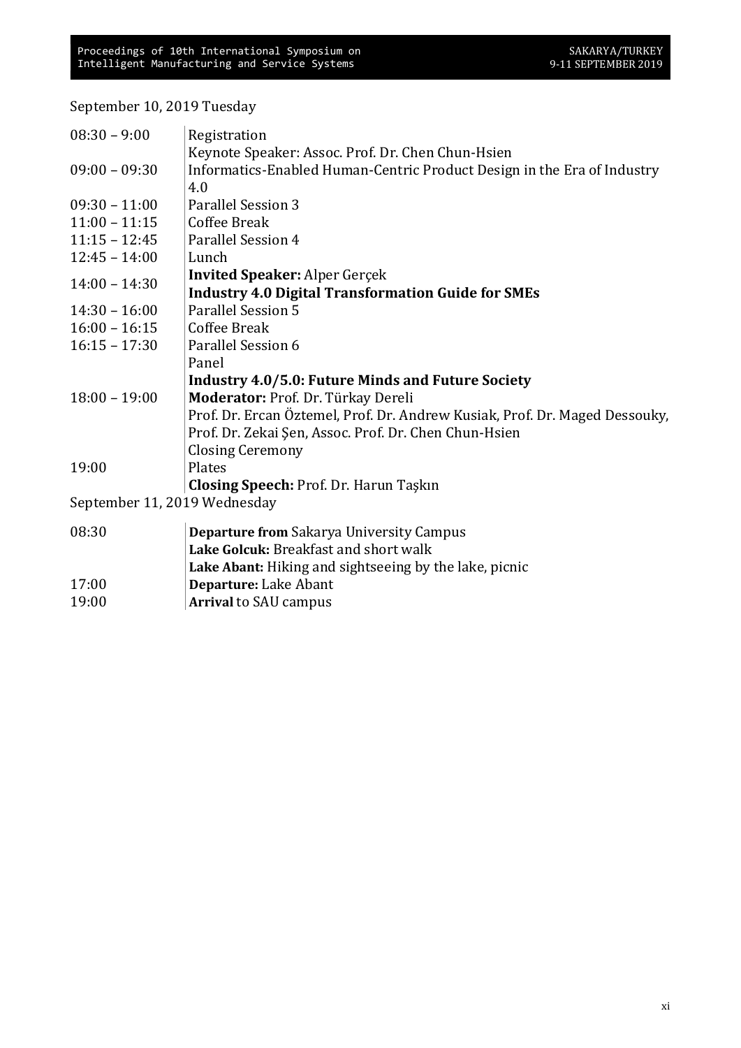September 10, 2019 Tuesday

| | |
|---|---|
| 08:30 – 9:00 | Registration |
| 09:00 – 09:30 | Keynote Speaker: Assoc. Prof. Dr. Chen Chun-Hsien<br>Informatics-Enabled Human-Centric Product Design in the Era of Industry 4.0 |
| 09:30 – 11:00 | Parallel Session 3 |
| 11:00 – 11:15 | Coffee Break |
| 11:15 – 12:45 | Parallel Session 4 |
| 12:45 – 14:00 | Lunch |
| 14:00 – 14:30 | **Invited Speaker:** Alper Gerçek<br>**Industry 4.0 Digital Transformation Guide for SMEs** |
| 14:30 – 16:00 | Parallel Session 5 |
| 16:00 – 16:15 | Coffee Break |
| 16:15 – 17:30 | Parallel Session 6 |
| 18:00 – 19:00 | Panel<br>**Industry 4.0/5.0: Future Minds and Future Society**<br>**Moderator:** Prof. Dr. Türkay Dereli<br>Prof. Dr. Ercan Öztemel, Prof. Dr. Andrew Kusiak, Prof. Dr. Maged Dessouky, Prof. Dr. Zekai Şen, Assoc. Prof. Dr. Chen Chun-Hsien |
| 19:00 | Closing Ceremony<br>Plates<br>**Closing Speech:** Prof. Dr. Harun Taşkın |

September 11, 2019 Wednesday

| | |
|---|---|
| 08:30 | **Departure from** Sakarya University Campus<br>**Lake Golcuk:** Breakfast and short walk<br>**Lake Abant:** Hiking and sightseeing by the lake, picnic |
| 17:00 | **Departure:** Lake Abant |
| 19:00 | **Arrival** to SAU campus |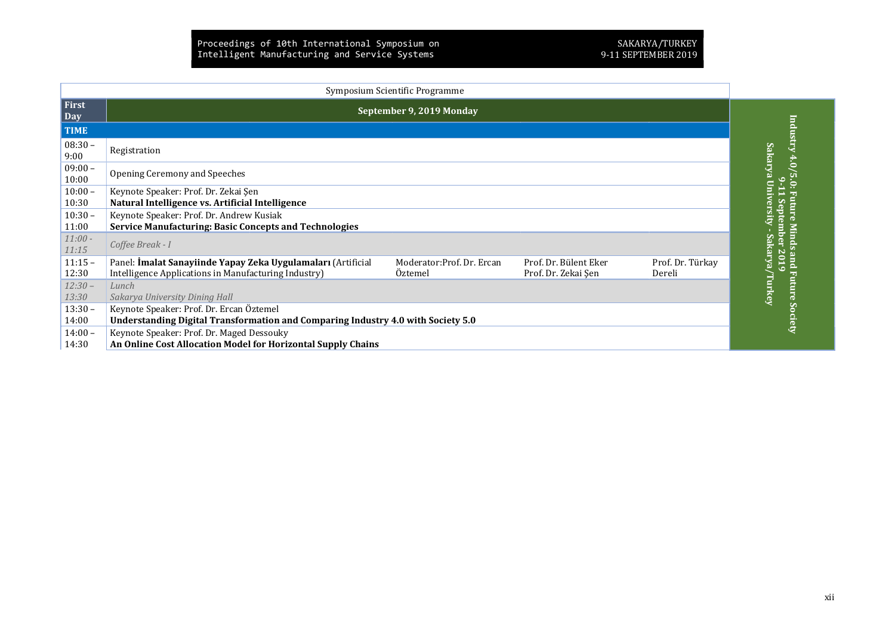Symposium Scientific Programme

| First Day | September 9, 2019 Monday | | | |
|---|---|---|---|---|
| **TIME** | | | | |
| 08:30 – 9:00 | Registration | | | |
| 09:00 – 10:00 | Opening Ceremony and Speeches | | | |
| 10:00 – 10:30 | Keynote Speaker: Prof. Dr. Zekai Şen<br>**Natural Intelligence vs. Artificial Intelligence** | | | |
| 10:30 – 11:00 | Keynote Speaker: Prof. Dr. Andrew Kusiak<br>**Service Manufacturing: Basic Concepts and Technologies** | | | |
| *11:00 - 11:15* | *Coffee Break - I* | | | |
| 11:15 – 12:30 | Panel: **İmalat Sanayiinde Yapay Zeka Uygulamaları** (Artificial Intelligence Applications in Manufacturing Industry) | Moderator:Prof. Dr. Ercan Öztemel | Prof. Dr. Bülent Eker<br>Prof. Dr. Zekai Şen | Prof. Dr. Türkay Dereli |
| *12:30 – 13:30* | *Lunch*<br>*Sakarya University Dining Hall* | | | |
| 13:30 – 14:00 | Keynote Speaker: Prof. Dr. Ercan Öztemel<br>**Understanding Digital Transformation and Comparing Industry 4.0 with Society 5.0** | | | |
| 14:00 – 14:30 | Keynote Speaker: Prof. Dr. Maged Dessouky<br>**An Online Cost Allocation Model for Horizontal Supply Chains** | | | |

**Industry 4.0/5.0: Future Minds and Future Society**
**9-11 September 2019**
**Sakarya University - Sakarya/Turkey**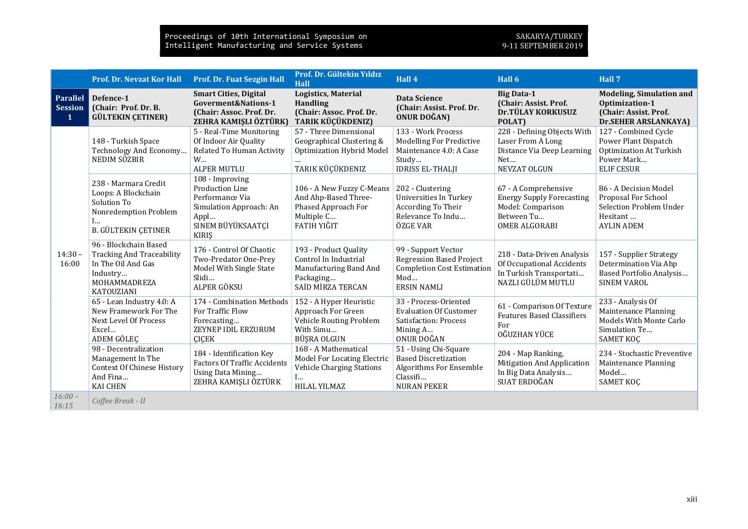| | Prof. Dr. Nevzat Kor Hall | Prof. Dr. Fuat Sezgin Hall | Prof. Dr. Gültekin Yıldız Hall | Hall 4 | Hall 6 | Hall 7 |
|---|---|---|---|---|---|---|
| **Parallel Session 1** | **Defence-1 (Chair: Prof. Dr. B. GÜLTEKIN ÇETINER)** | **Smart Cities, Digital Goverment&Nations-1 (Chair: Assoc. Prof. Dr. ZEHRA KAMIŞLI ÖZTÜRK)** | **Logistics, Material Handling (Chair: Assoc. Prof. Dr. TARIK KÜÇÜKDENIZ)** | **Data Science (Chair: Assist. Prof. Dr. ONUR DOĞAN)** | **Big Data-1 (Chair: Assist. Prof. Dr.TÜLAY KORKUSUZ POLAT)** | **Modeling, Simulation and Optimization-1 (Chair: Assist. Prof. Dr.SEHER ARSLANKAYA)** |
| 14:30 – 16:00 | 148 - Turkish Space Technology And Economy... NEDIM SÖZBIR | 5 - Real-Time Monitoring Of Indoor Air Quality Related To Human Activity W... ALPER MUTLU | 57 - Three Dimensional Geographical Clustering & Optimization Hybrid Model ... TARIK KÜÇÜKDENIZ | 133 - Work Process Modelling For Predictive Maintenance 4.0: A Case Study... IDRISS EL-THALJI | 228 - Defining Objects With Laser From A Long Distance Via Deep Learning Net... NEVZAT OLGUN | 127 - Combined Cycle Power Plant Dispatch Optimization At Turkish Power Mark... ELIF CESUR |
| | 238 - Marmara Credit Loops: A Blockchain Solution To Nonredemption Problem I... B. GÜLTEKIN ÇETINER | 108 - Improving Production Line Performance Via Simulation Approach: An Appl... SINEM BÜYÜKSAATÇI KIRIŞ | 106 - A New Fuzzy C-Means And Ahp-Based Three-Phased Approach For Multiple C... FATIH YIĞIT | 202 - Clustering Universities In Turkey According To Their Relevance To Indu... ÖZGE VAR | 67 - A Comprehensive Energy Supply Forecasting Model: Comparison Between Tu... OMER ALGORABI | 86 - A Decision Model Proposal For School Selection Problem Under Hesitant ... AYLIN ADEM |
| | 96 - Blockchain Based Tracking And Traceability In The Oil And Gas Industry... MOHAMMADREZA KATOUZIANI | 176 - Control Of Chaotic Two-Predator One-Prey Model With Single State Slidi... ALPER GÖKSU | 193 - Product Quality Control In Industrial Manufacturing Band And Packaging... SAİD MİRZA TERCAN | 99 - Support Vector Regression Based Project Completion Cost Estimation Mod... ERSIN NAMLI | 218 - Data-Driven Analysis Of Occupational Accidents In Turkish Transportati... NAZLI GÜLÜM MUTLU | 157 - Supplier Strategy Determination Via Ahp Based Portfolio Analysis... SINEM VAROL |
| | 65 - Lean Industry 4.0: A New Framework For The Next Level Of Process Excel... ADEM GÖLEÇ | 174 - Combination Methods For Traffic Flow Forecasting... ZEYNEP IDIL ERZURUM ÇIÇEK | 152 - A Hyper Heuristic Approach For Green Vehicle Routing Problem With Simu... BÜŞRA OLGUN | 33 - Process-Oriented Evaluation Of Customer Satisfaction: Process Mining A... ONUR DOĞAN | 61 - Comparison Of Texture Features Based Classifiers For OĞUZHAN YÜCE | 233 - Analysis Of Maintenance Planning Models With Monte Carlo Simulation Te... SAMET KOÇ |
| | 98 - Decentralization Management In The Context Of Chinese History And Fina... KAI CHEN | 184 - Identification Key Factors Of Traffic Accidents Using Data Mining... ZEHRA KAMIŞLI ÖZTÜRK | 168 - A Mathematical Model For Locating Electric Vehicle Charging Stations I... HILAL YILMAZ | 51 - Using Chi-Square Based Discretization Algorithms For Ensemble Classifi... NURAN PEKER | 204 - Map Ranking, Mitigation And Application In Big Data Analysis... SUAT ERDOĞAN | 234 - Stochastic Preventive Maintenance Planning Model... SAMET KOÇ |
| *16:00 – 16:15* | *Coffee Break - II* | | | | | |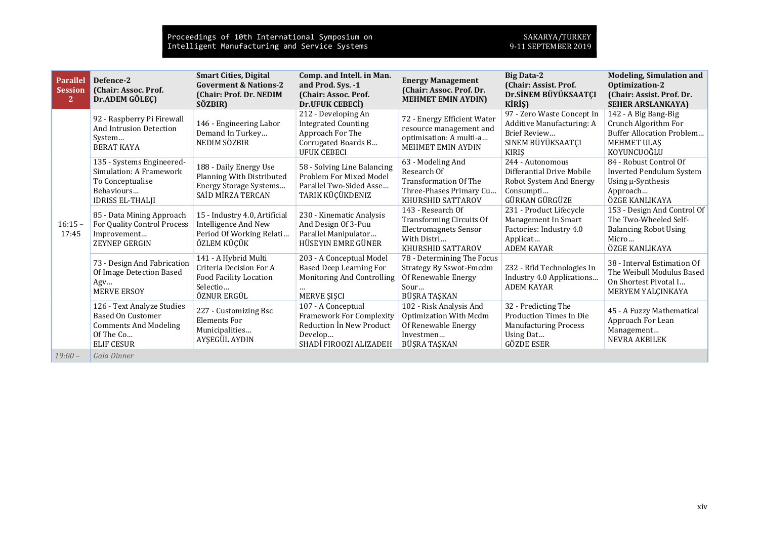| Parallel Session 2 | Defence-2 (Chair: Assoc. Prof. Dr.ADEM GÖLEÇ) | Smart Cities, Digital Goverment & Nations-2 (Chair: Prof. Dr. NEDIM SÖZBIR) | Comp. and Intell. in Man. and Prod. Sys. -1 (Chair: Assoc. Prof. Dr.UFUK CEBECİ) | Energy Management (Chair: Assoc. Prof. Dr. MEHMET EMIN AYDIN) | Big Data-2 (Chair: Assist. Prof. Dr.SİNEM BÜYÜKSAATÇI KİRİŞ) | Modeling, Simulation and Optimization-2 (Chair: Assist. Prof. Dr. SEHER ARSLANKAYA) |
|---|---|---|---|---|---|---|
| 16:15 – 17:45 | 92 - Raspberry Pi Firewall And Intrusion Detection System… BERAT KAYA | 146 - Engineering Labor Demand In Turkey… NEDIM SÖZBIR | 212 - Developing An Integrated Counting Approach For The Corrugated Boards B… UFUK CEBECI | 72 - Energy Efficient Water resource management and optimisation: A multi-a… MEHMET EMIN AYDIN | 97 - Zero Waste Concept In Additive Manufacturing: A Brief Review… SINEM BÜYÜKSAATÇI KIRIŞ | 142 - A Big Bang-Big Crunch Algorithm For Buffer Allocation Problem… MEHMET ULAŞ KOYUNCUOĞLU |
| | 135 - Systems Engineered-Simulation: A Framework To Conceptualise Behaviours… IDRISS EL-THALJI | 188 - Daily Energy Use Planning With Distributed Energy Storage Systems… SAİD MİRZA TERCAN | 58 - Solving Line Balancing Problem For Mixed Model Parallel Two-Sided Asse… TARIK KÜÇÜKDENIZ | 63 - Modeling And Research Of Transformation Of The Three-Phases Primary Cu… KHURSHID SATTAROV | 244 - Autonomous Differantial Drive Mobile Robot System And Energy Consumpti… GÜRKAN GÜRGÜZE | 84 - Robust Control Of Inverted Pendulum System Using μ-Synthesis Approach… ÖZGE KANLIKAYA |
| | 85 - Data Mining Approach For Quality Control Process Improvement… ZEYNEP GERGIN | 15 - Industry 4.0, Artificial Intelligence And New Period Of Working Relati… ÖZLEM KÜÇÜK | 230 - Kinematic Analysis And Design Of 3-Puu Parallel Manipulator… HÜSEYIN EMRE GÜNER | 143 - Research Of Transforming Circuits Of Electromagnets Sensor With Distri… KHURSHID SATTAROV | 231 - Product Lifecycle Management In Smart Factories: Industry 4.0 Applicat… ADEM KAYAR | 153 - Design And Control Of The Two-Wheeled Self-Balancing Robot Using Micro… ÖZGE KANLIKAYA |
| | 73 - Design And Fabrication Of Image Detection Based Agv… MERVE ERSOY | 141 - A Hybrid Multi Criteria Decision For A Food Facility Location Selectio… ÖZNUR ERGÜL | 203 - A Conceptual Model Based Deep Learning For Monitoring And Controlling … MERVE ŞIŞCI | 78 - Determining The Focus Strategy By Sswot-Fmcdm Of Renewable Energy Sour… BÜŞRA TAŞKAN | 232 - Rfid Technologies In Industry 4.0 Applications… ADEM KAYAR | 38 - Interval Estimation Of The Weibull Modulus Based On Shortest Pivotal I… MERYEM YALÇINKAYA |
| | 126 - Text Analyze Studies Based On Customer Comments And Modeling Of The Co… ELIF CESUR | 227 - Customizing Bsc Elements For Municipalities… AYŞEGÜL AYDIN | 107 - A Conceptual Framework For Complexity Reduction İn New Product Develop… SHADİ FIROOZI ALIZADEH | 102 - Risk Analysis And Optimization With Mcdm Of Renewable Energy Investmen… BÜŞRA TAŞKAN | 32 - Predicting The Production Times In Die Manufacturing Process Using Dat… GÖZDE ESER | 45 - A Fuzzy Mathematical Approach For Lean Management… NEVRA AKBILEK |
| *19:00 –* | *Gala Dinner* | | | | | |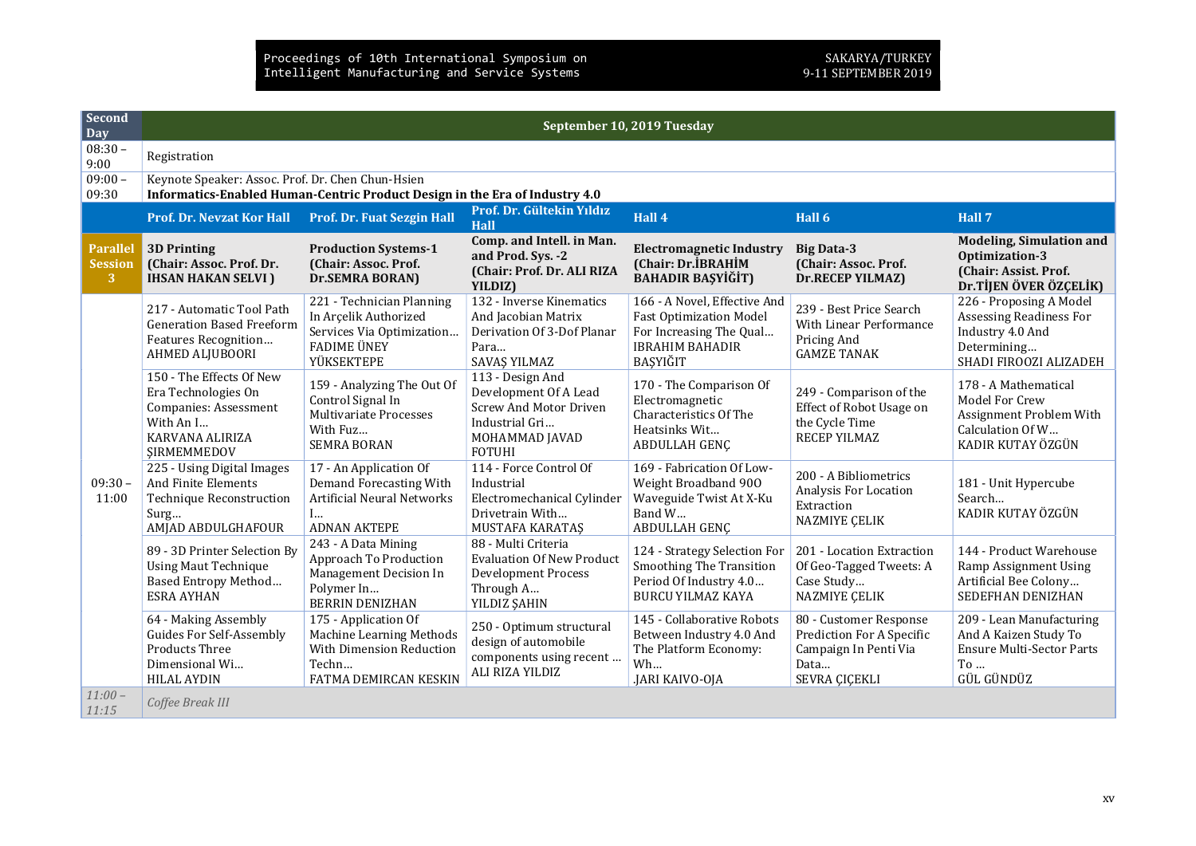| Second Day | September 10, 2019 Tuesday | | | | | |
|---|---|---|---|---|---|---|
| 08:30 – 9:00 | Registration | | | | | |
| 09:00 – 09:30 | Keynote Speaker: Assoc. Prof. Dr. Chen Chun-Hsien **Informatics-Enabled Human-Centric Product Design in the Era of Industry 4.0** | | | | | |
| | **Prof. Dr. Nevzat Kor Hall** | **Prof. Dr. Fuat Sezgin Hall** | **Prof. Dr. Gültekin Yıldız Hall** | **Hall 4** | **Hall 6** | **Hall 7** |
| **Parallel Session 3** | **3D Printing (Chair: Assoc. Prof. Dr. IHSAN HAKAN SELVI )** | **Production Systems-1 (Chair: Assoc. Prof. Dr.SEMRA BORAN)** | **Comp. and Intell. in Man. and Prod. Sys. -2 (Chair: Prof. Dr. ALI RIZA YILDIZ)** | **Electromagnetic Industry (Chair: Dr.İBRAHİM BAHADIR BAŞYİĞİT)** | **Big Data-3 (Chair: Assoc. Prof. Dr.RECEP YILMAZ)** | **Modeling, Simulation and Optimization-3 (Chair: Assist. Prof. Dr.TİJEN ÖVER ÖZÇELİK)** |
| 09:30 – 11:00 | 217 - Automatic Tool Path Generation Based Freeform Features Recognition… AHMED ALJUBOORI | 221 - Technician Planning In Arçelik Authorized Services Via Optimization… FADIME ÜNEY YÜKSEKTEPE | 132 - Inverse Kinematics And Jacobian Matrix Derivation Of 3-Dof Planar Para… SAVAŞ YILMAZ | 166 - A Novel, Effective And Fast Optimization Model For Increasing The Qual… IBRAHIM BAHADIR BAŞYIĞIT | 239 - Best Price Search With Linear Performance Pricing And GAMZE TANAK | 226 - Proposing A Model Assessing Readiness For Industry 4.0 And Determining… SHADI FIROOZI ALIZADEH |
| | 150 - The Effects Of New Era Technologies On Companies: Assessment With An I… KARVANA ALIRIZA ŞIRMEMMEDOV | 159 - Analyzing The Out Of Control Signal In Multivariate Processes With Fuz… SEMRA BORAN | 113 - Design And Development Of A Lead Screw And Motor Driven Industrial Gri… MOHAMMAD JAVAD FOTUHI | 170 - The Comparison Of Electromagnetic Characteristics Of The Heatsinks Wit… ABDULLAH GENÇ | 249 - Comparison of the Effect of Robot Usage on the Cycle Time RECEP YILMAZ | 178 - A Mathematical Model For Crew Assignment Problem With Calculation Of W… KADIR KUTAY ÖZGÜN |
| | 225 - Using Digital Images And Finite Elements Technique Reconstruction Surg… AMJAD ABDULGHAFOUR | 17 - An Application Of Demand Forecasting With Artificial Neural Networks I… ADNAN AKTEPE | 114 - Force Control Of Industrial Electromechanical Cylinder Drivetrain With… MUSTAFA KARATAŞ | 169 - Fabrication Of Low-Weight Broadband 90O Waveguide Twist At X-Ku Band W… ABDULLAH GENÇ | 200 - A Bibliometrics Analysis For Location Extraction NAZMIYE ÇELIK | 181 - Unit Hypercube Search… KADIR KUTAY ÖZGÜN |
| | 89 - 3D Printer Selection By Using Maut Technique Based Entropy Method… ESRA AYHAN | 243 - A Data Mining Approach To Production Management Decision In Polymer In… BERRIN DENIZHAN | 88 - Multi Criteria Evaluation Of New Product Development Process Through A… YILDIZ ŞAHIN | 124 - Strategy Selection For Smoothing The Transition Period Of Industry 4.0… BURCU YILMAZ KAYA | 201 - Location Extraction Of Geo-Tagged Tweets: A Case Study… NAZMIYE ÇELIK | 144 - Product Warehouse Ramp Assignment Using Artificial Bee Colony… SEDEFHAN DENIZHAN |
| | 64 - Making Assembly Guides For Self-Assembly Products Three Dimensional Wi… HILAL AYDIN | 175 - Application Of Machine Learning Methods With Dimension Reduction Techn… FATMA DEMIRCAN KESKIN | 250 - Optimum structural design of automobile components using recent … ALI RIZA YILDIZ | 145 - Collaborative Robots Between Industry 4.0 And The Platform Economy: Wh… .JARI KAIVO-OJA | 80 - Customer Response Prediction For A Specific Campaign In Penti Via Data… SEVRA ÇIÇEKLI | 209 - Lean Manufacturing And A Kaizen Study To Ensure Multi-Sector Parts To … GÜL GÜNDÜZ |
| *11:00 – 11:15* | *Coffee Break III* | | | | | |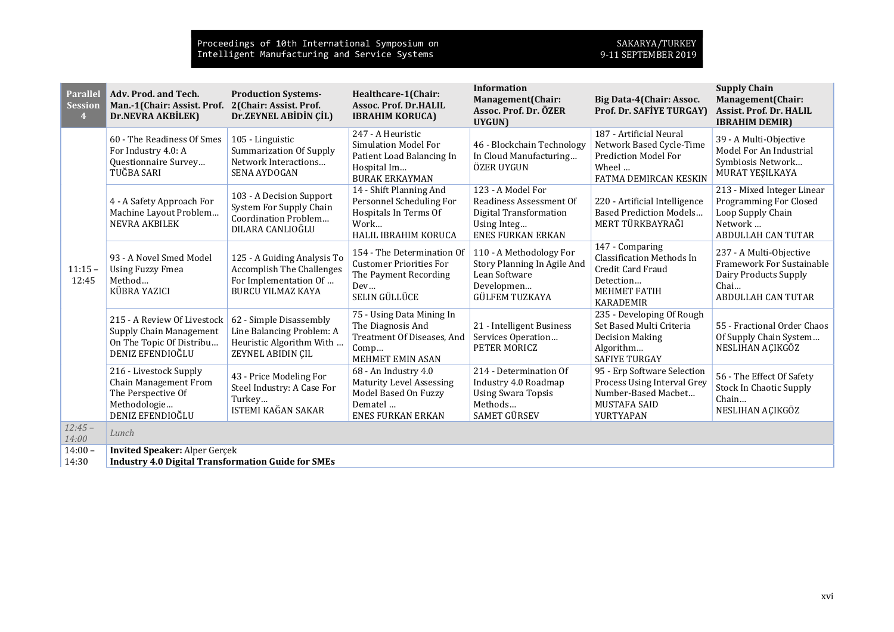| Parallel Session 4 | Adv. Prod. and Tech. Man.-1(Chair: Assist. Prof. Dr.NEVRA AKBİLEK) | Production Systems-2(Chair: Assist. Prof. Dr.ZEYNEL ABİDİN ÇİL) | Healthcare-1(Chair: Assoc. Prof. Dr.HALIL IBRAHIM KORUCA) | Information Management(Chair: Assoc. Prof. Dr. ÖZER UYGUN) | Big Data-4(Chair: Assoc. Prof. Dr. SAFİYE TURGAY) | Supply Chain Management(Chair: Assist. Prof. Dr. HALIL IBRAHIM DEMIR) |
|---|---|---|---|---|---|---|
| 11:15 – 12:45 | 60 - The Readiness Of Smes For Industry 4.0: A Questionnaire Survey… TUĞBA SARI | 105 - Linguistic Summarization Of Supply Network Interactions… SENA AYDOGAN | 247 - A Heuristic Simulation Model For Patient Load Balancing In Hospital Im… BURAK ERKAYMAN | 46 - Blockchain Technology In Cloud Manufacturing… ÖZER UYGUN | 187 - Artificial Neural Network Based Cycle-Time Prediction Model For Wheel … FATMA DEMIRCAN KESKIN | 39 - A Multi-Objective Model For An Industrial Symbiosis Network… MURAT YEŞILKAYA |
| | 4 - A Safety Approach For Machine Layout Problem… NEVRA AKBILEK | 103 - A Decision Support System For Supply Chain Coordination Problem… DILARA CANLIOĞLU | 14 - Shift Planning And Personnel Scheduling For Hospitals In Terms Of Work… HALIL IBRAHIM KORUCA | 123 - A Model For Readiness Assessment Of Digital Transformation Using Integ… ENES FURKAN ERKAN | 220 - Artificial Intelligence Based Prediction Models… MERT TÜRKBAYRAĞI | 213 - Mixed Integer Linear Programming For Closed Loop Supply Chain Network … ABDULLAH CAN TUTAR |
| | 93 - A Novel Smed Model Using Fuzzy Fmea Method… KÜBRA YAZICI | 125 - A Guiding Analysis To Accomplish The Challenges For Implementation Of … BURCU YILMAZ KAYA | 154 - The Determination Of Customer Priorities For The Payment Recording Dev… SELIN GÜLLÜCE | 110 - A Methodology For Story Planning In Agile And Lean Software Developmen… GÜLFEM TUZKAYA | 147 - Comparing Classification Methods In Credit Card Fraud Detection… MEHMET FATIH KARADEMIR | 237 - A Multi-Objective Framework For Sustainable Dairy Products Supply Chai… ABDULLAH CAN TUTAR |
| | 215 - A Review Of Livestock Supply Chain Management On The Topic Of Distribu… DENIZ EFENDIOĞLU | 62 - Simple Disassembly Line Balancing Problem: A Heuristic Algorithm With … ZEYNEL ABIDIN ÇIL | 75 - Using Data Mining In The Diagnosis And Treatment Of Diseases, And Comp… MEHMET EMIN ASAN | 21 - Intelligent Business Services Operation… PETER MORICZ | 235 - Developing Of Rough Set Based Multi Criteria Decision Making Algorithm… SAFIYE TURGAY | 55 - Fractional Order Chaos Of Supply Chain System… NESLIHAN AÇIKGÖZ |
| | 216 - Livestock Supply Chain Management From The Perspective Of Methodologie… DENIZ EFENDIOĞLU | 43 - Price Modeling For Steel Industry: A Case For Turkey… ISTEMI KAĞAN SAKAR | 68 - An Industry 4.0 Maturity Level Assessing Model Based On Fuzzy Dematel … ENES FURKAN ERKAN | 214 - Determination Of Industry 4.0 Roadmap Using Swara Topsis Methods… SAMET GÜRSEV | 95 - Erp Software Selection Process Using Interval Grey Number-Based Macbet… MUSTAFA SAID YURTYAPAN | 56 - The Effect Of Safety Stock In Chaotic Supply Chain… NESLIHAN AÇIKGÖZ |
| *12:45 – 14:00* | *Lunch* | | | | | |
| 14:00 – 14:30 | **Invited Speaker:** Alper Gerçek **Industry 4.0 Digital Transformation Guide for SMEs** | | | | | |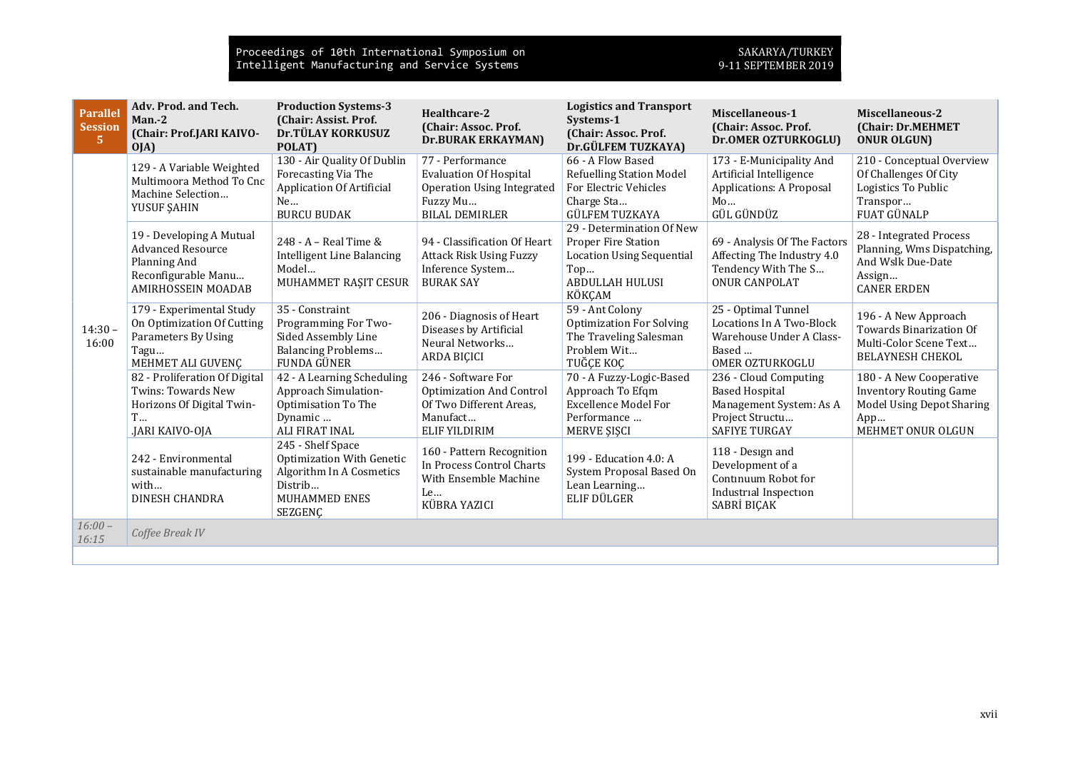| Parallel Session 5 | Adv. Prod. and Tech. Man.-2 (Chair: Prof.JARI KAIVO-OJA) | Production Systems-3 (Chair: Assist. Prof. Dr.TÜLAY KORKUSUZ POLAT) | Healthcare-2 (Chair: Assoc. Prof. Dr.BURAK ERKAYMAN) | Logistics and Transport Systems-1 (Chair: Assoc. Prof. Dr.GÜLFEM TUZKAYA) | Miscellaneous-1 (Chair: Assoc. Prof. Dr.OMER OZTURKOGLU) | Miscellaneous-2 (Chair: Dr.MEHMET ONUR OLGUN) |
|---|---|---|---|---|---|---|
| 14:30 – 16:00 | 129 - A Variable Weighted Multimoora Method To Cnc Machine Selection… YUSUF ŞAHIN | 130 - Air Quality Of Dublin Forecasting Via The Application Of Artificial Ne… BURCU BUDAK | 77 - Performance Evaluation Of Hospital Operation Using Integrated Fuzzy Mu… BILAL DEMIRLER | 66 - A Flow Based Refuelling Station Model For Electric Vehicles Charge Sta… GÜLFEM TUZKAYA | 173 - E-Municipality And Artificial Intelligence Applications: A Proposal Mo… GÜL GÜNDÜZ | 210 - Conceptual Overview Of Challenges Of City Logistics To Public Transpor… FUAT GÜNALP |
| | 19 - Developing A Mutual Advanced Resource Planning And Reconfigurable Manu… AMIRHOSSEIN MOADAB | 248 - A – Real Time & Intelligent Line Balancing Model… MUHAMMET RAŞIT CESUR | 94 - Classification Of Heart Attack Risk Using Fuzzy Inference System… BURAK SAY | 29 - Determination Of New Proper Fire Station Location Using Sequential Top… ABDULLAH HULUSI KÖKÇAM | 69 - Analysis Of The Factors Affecting The Industry 4.0 Tendency With The S… ONUR CANPOLAT | 28 - Integrated Process Planning, Wms Dispatching, And Wslk Due-Date Assign… CANER ERDEN |
| | 179 - Experimental Study On Optimization Of Cutting Parameters By Using Tagu… MEHMET ALI GUVENÇ | 35 - Constraint Programming For Two-Sided Assembly Line Balancing Problems… FUNDA GÜNER | 206 - Diagnosis of Heart Diseases by Artificial Neural Networks… ARDA BIÇICI | 59 - Ant Colony Optimization For Solving The Traveling Salesman Problem Wit… TUĞÇE KOÇ | 25 - Optimal Tunnel Locations In A Two-Block Warehouse Under A Class-Based … OMER OZTURKOGLU | 196 - A New Approach Towards Binarization Of Multi-Color Scene Text… BELAYNESH CHEKOL |
| | 82 - Proliferation Of Digital Twins: Towards New Horizons Of Digital Twin-T… .JARI KAIVO-OJA | 42 - A Learning Scheduling Approach Simulation-Optimisation To The Dynamic … ALI FIRAT INAL | 246 - Software For Optimization And Control Of Two Different Areas, Manufact… ELIF YILDIRIM | 70 - A Fuzzy-Logic-Based Approach To Efqm Excellence Model For Performance … MERVE ŞIŞCI | 236 - Cloud Computing Based Hospital Management System: As A Project Structu… SAFIYE TURGAY | 180 - A New Cooperative Inventory Routing Game Model Using Depot Sharing App… MEHMET ONUR OLGUN |
| | 242 - Environmental sustainable manufacturing with… DINESH CHANDRA | 245 - Shelf Space Optimization With Genetic Algorithm In A Cosmetics Distrib… MUHAMMED ENES SEZGENÇ | 160 - Pattern Recognition In Process Control Charts With Ensemble Machine Le… KÜBRA YAZICI | 199 - Education 4.0: A System Proposal Based On Lean Learning… ELIF DÜLGER | 118 - Desıgn and Development of a Contınuum Robot for Industrıal Inspectıon SABRİ BIÇAK | |
| *16:00 – 16:15* | *Coffee Break IV* | | | | | |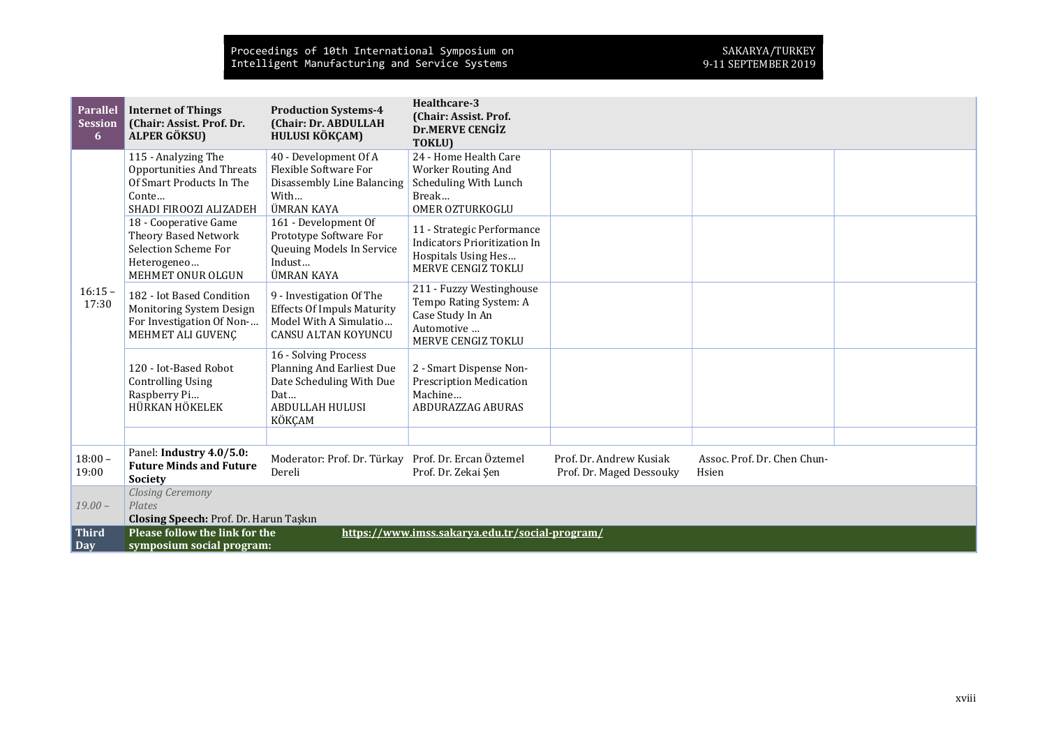| Parallel Session 6 | Internet of Things (Chair: Assist. Prof. Dr. ALPER GÖKSU) | Production Systems-4 (Chair: Dr. ABDULLAH HULUSI KÖKÇAM) | Healthcare-3 (Chair: Assist. Prof. Dr.MERVE CENGİZ TOKLU) | | | |
|---|---|---|---|---|---|---|
| 16:15 – 17:30 | 115 - Analyzing The Opportunities And Threats Of Smart Products In The Conte… SHADI FIROOZI ALIZADEH | 40 - Development Of A Flexible Software For Disassembly Line Balancing With… ÜMRAN KAYA | 24 - Home Health Care Worker Routing And Scheduling With Lunch Break… OMER OZTURKOGLU | | | |
| | 18 - Cooperative Game Theory Based Network Selection Scheme For Heterogeneo… MEHMET ONUR OLGUN | 161 - Development Of Prototype Software For Queuing Models In Service Indust… ÜMRAN KAYA | 11 - Strategic Performance Indicators Prioritization In Hospitals Using Hes… MERVE CENGIZ TOKLU | | | |
| | 182 - Iot Based Condition Monitoring System Design For Investigation Of Non-… MEHMET ALI GUVENÇ | 9 - Investigation Of The Effects Of Impuls Maturity Model With A Simulatio… CANSU ALTAN KOYUNCU | 211 - Fuzzy Westinghouse Tempo Rating System: A Case Study In An Automotive … MERVE CENGIZ TOKLU | | | |
| | 120 - Iot-Based Robot Controlling Using Raspberry Pi… HÜRKAN HÖKELEK | 16 - Solving Process Planning And Earliest Due Date Scheduling With Due Dat… ABDULLAH HULUSI KÖKÇAM | 2 - Smart Dispense Non-Prescription Medication Machine… ABDURAZZAG ABURAS | | | |
| | | | | | | |
| 18:00 – 19:00 | Panel: **Industry 4.0/5.0: Future Minds and Future Society** | Moderator: Prof. Dr. Türkay Dereli | Prof. Dr. Ercan Öztemel Prof. Dr. Zekai Şen | Prof. Dr. Andrew Kusiak Prof. Dr. Maged Dessouky | Assoc. Prof. Dr. Chen Chun-Hsien | |
| *19.00 –* | *Closing Ceremony* *Plates* **Closing Speech:** Prof. Dr. Harun Taşkın | | | | | |
| **Third Day** | **Please follow the link for the symposium social program:** | | **https://www.imss.sakarya.edu.tr/social-program/** | | | |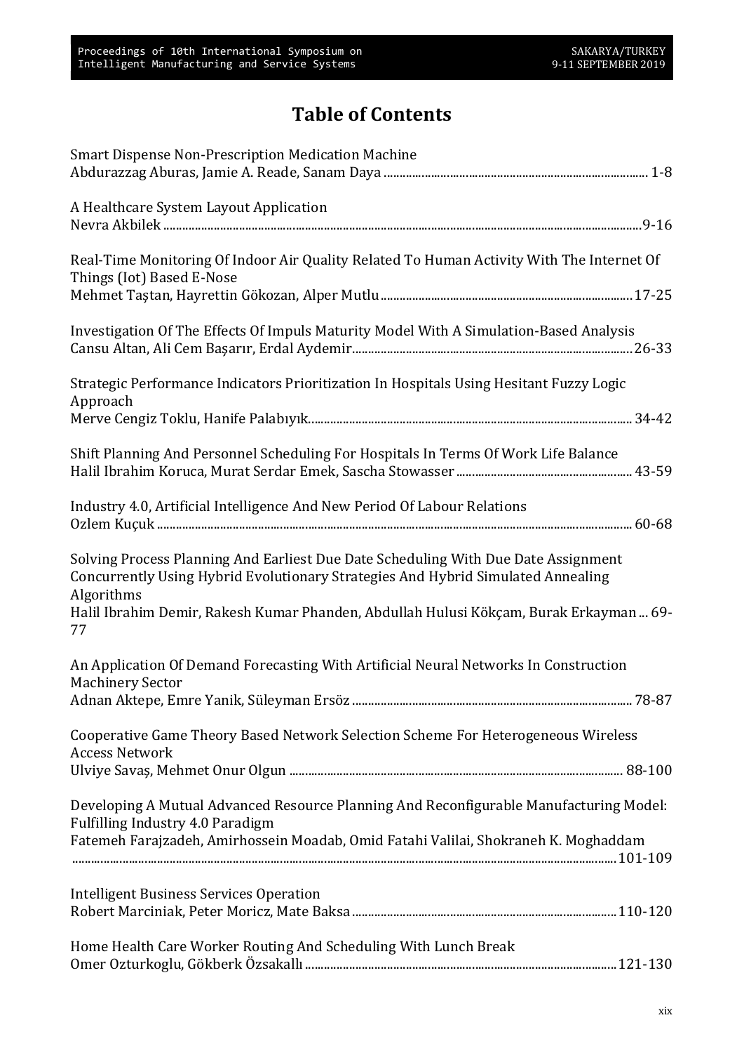# Table of Contents

Smart Dispense Non-Prescription Medication Machine
Abdurazzag Aburas, Jamie A. Reade, Sanam Daya ........................................ 1-8

A Healthcare System Layout Application
Nevra Akbilek ........................................ 9-16

Real-Time Monitoring Of Indoor Air Quality Related To Human Activity With The Internet Of Things (Iot) Based E-Nose
Mehmet Taştan, Hayrettin Gökozan, Alper Mutlu ........................................ 17-25

Investigation Of The Effects Of Impuls Maturity Model With A Simulation-Based Analysis
Cansu Altan, Ali Cem Başarır, Erdal Aydemir ........................................ 26-33

Strategic Performance Indicators Prioritization In Hospitals Using Hesitant Fuzzy Logic Approach
Merve Cengiz Toklu, Hanife Palabıyık ........................................ 34-42

Shift Planning And Personnel Scheduling For Hospitals In Terms Of Work Life Balance
Halil Ibrahim Koruca, Murat Serdar Emek, Sascha Stowasser ........................................ 43-59

Industry 4.0, Artificial Intelligence And New Period Of Labour Relations
Ozlem Kuçuk ........................................ 60-68

Solving Process Planning And Earliest Due Date Scheduling With Due Date Assignment Concurrently Using Hybrid Evolutionary Strategies And Hybrid Simulated Annealing Algorithms
Halil Ibrahim Demir, Rakesh Kumar Phanden, Abdullah Hulusi Kökçam, Burak Erkayman ... 69-77

An Application Of Demand Forecasting With Artificial Neural Networks In Construction Machinery Sector
Adnan Aktepe, Emre Yanik, Süleyman Ersöz ........................................ 78-87

Cooperative Game Theory Based Network Selection Scheme For Heterogeneous Wireless Access Network
Ulviye Savaş, Mehmet Onur Olgun ........................................ 88-100

Developing A Mutual Advanced Resource Planning And Reconfigurable Manufacturing Model: Fulfilling Industry 4.0 Paradigm
Fatemeh Farajzadeh, Amirhossein Moadab, Omid Fatahi Valilai, Shokraneh K. Moghaddam ........................................ 101-109

Intelligent Business Services Operation
Robert Marciniak, Peter Moricz, Mate Baksa ........................................ 110-120

Home Health Care Worker Routing And Scheduling With Lunch Break
Omer Ozturkoglu, Gökberk Özsakallı ........................................ 121-130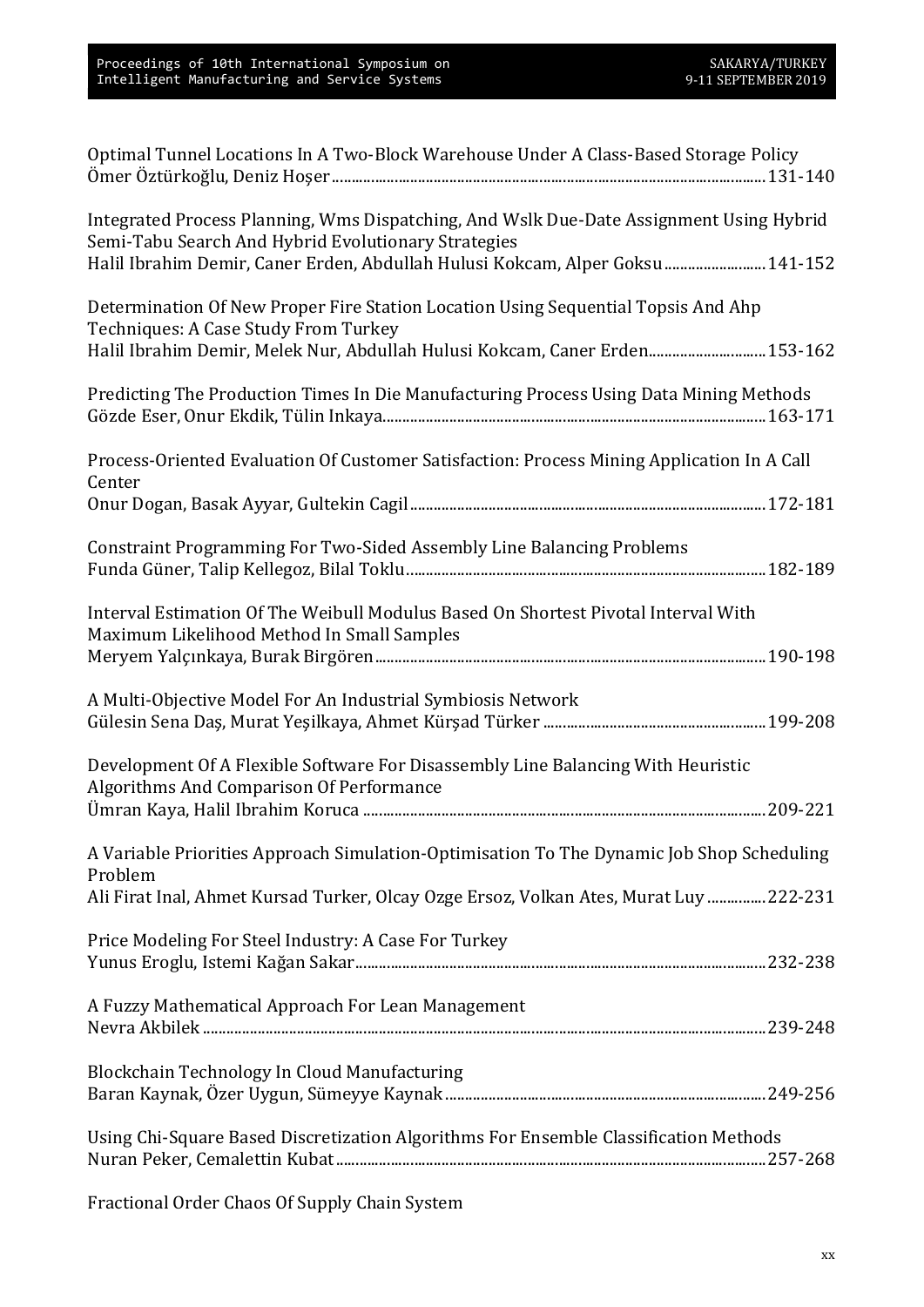Optimal Tunnel Locations In A Two-Block Warehouse Under A Class-Based Storage Policy
Ömer Öztürkoğlu, Deniz Hoşer.............................................................................................................131-140

Integrated Process Planning, Wms Dispatching, And Wslk Due-Date Assignment Using Hybrid Semi-Tabu Search And Hybrid Evolutionary Strategies
Halil Ibrahim Demir, Caner Erden, Abdullah Hulusi Kokcam, Alper Goksu..........................141-152

Determination Of New Proper Fire Station Location Using Sequential Topsis And Ahp Techniques: A Case Study From Turkey
Halil Ibrahim Demir, Melek Nur, Abdullah Hulusi Kokcam, Caner Erden.............................153-162

Predicting The Production Times In Die Manufacturing Process Using Data Mining Methods
Gözde Eser, Onur Ekdik, Tülin Inkaya.................................................................................................163-171

Process-Oriented Evaluation Of Customer Satisfaction: Process Mining Application In A Call Center
Onur Dogan, Basak Ayyar, Gultekin Cagil..........................................................................................172-181

Constraint Programming For Two-Sided Assembly Line Balancing Problems
Funda Güner, Talip Kellegoz, Bilal Toklu...........................................................................................182-189

Interval Estimation Of The Weibull Modulus Based On Shortest Pivotal Interval With Maximum Likelihood Method In Small Samples
Meryem Yalçınkaya, Burak Birgören...................................................................................................190-198

A Multi-Objective Model For An Industrial Symbiosis Network
Gülesin Sena Daş, Murat Yeşilkaya, Ahmet Kürşad Türker ........................................................199-208

Development Of A Flexible Software For Disassembly Line Balancing With Heuristic Algorithms And Comparison Of Performance
Ümran Kaya, Halil Ibrahim Koruca .....................................................................................................209-221

A Variable Priorities Approach Simulation-Optimisation To The Dynamic Job Shop Scheduling Problem
Ali Firat Inal, Ahmet Kursad Turker, Olcay Ozge Ersoz, Volkan Ates, Murat Luy ...............222-231

Price Modeling For Steel Industry: A Case For Turkey
Yunus Eroglu, Istemi Kağan Sakar.......................................................................................................232-238

A Fuzzy Mathematical Approach For Lean Management
Nevra Akbilek ...............................................................................................................................................239-248

Blockchain Technology In Cloud Manufacturing
Baran Kaynak, Özer Uygun, Sümeyye Kaynak..................................................................................249-256

Using Chi-Square Based Discretization Algorithms For Ensemble Classification Methods
Nuran Peker, Cemalettin Kubat............................................................................................................257-268

Fractional Order Chaos Of Supply Chain System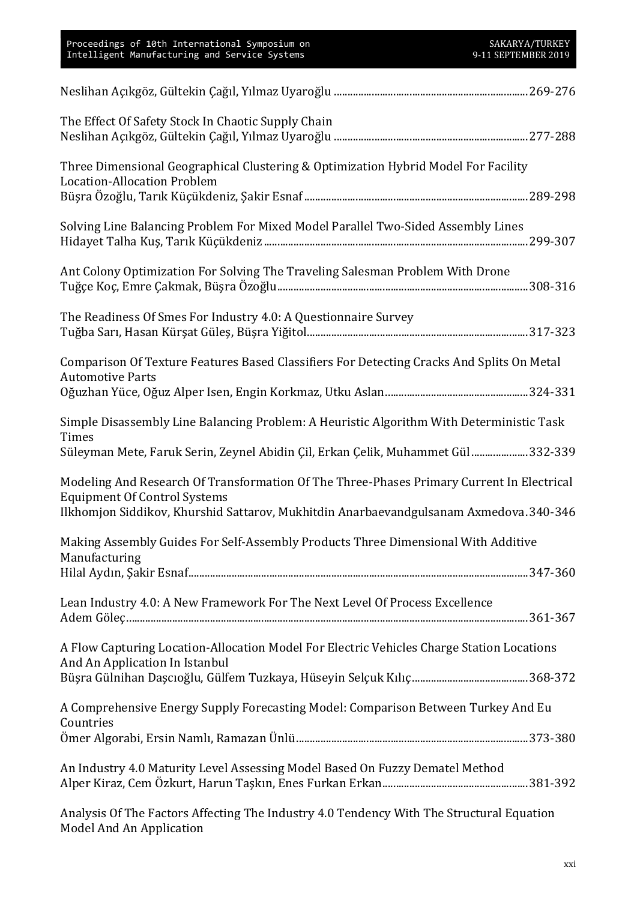Neslihan Açıkgöz, Gültekin Çağıl, Yılmaz Uyaroğlu ........................................................................269-276

The Effect Of Safety Stock In Chaotic Supply Chain
Neslihan Açıkgöz, Gültekin Çağıl, Yılmaz Uyaroğlu ........................................................................277-288

Three Dimensional Geographical Clustering & Optimization Hybrid Model For Facility Location-Allocation Problem
Büşra Özoğlu, Tarık Küçükdeniz, Şakir Esnaf ....................................................................................289-298

Solving Line Balancing Problem For Mixed Model Parallel Two-Sided Assembly Lines
Hidayet Talha Kuş, Tarık Küçükdeniz ..................................................................................................299-307

Ant Colony Optimization For Solving The Traveling Salesman Problem With Drone
Tuğçe Koç, Emre Çakmak, Büşra Özoğlu.............................................................................................308-316

The Readiness Of Smes For Industry 4.0: A Questionnaire Survey
Tuğba Sarı, Hasan Kürşat Güleş, Büşra Yiğitol....................................................................................317-323

Comparison Of Texture Features Based Classifiers For Detecting Cracks And Splits On Metal Automotive Parts
Oğuzhan Yüce, Oğuz Alper Isen, Engin Korkmaz, Utku Aslan.....................................................324-331

Simple Disassembly Line Balancing Problem: A Heuristic Algorithm With Deterministic Task Times
Süleyman Mete, Faruk Serin, Zeynel Abidin Çil, Erkan Çelik, Muhammet Gül.....................332-339

Modeling And Research Of Transformation Of The Three-Phases Primary Current In Electrical Equipment Of Control Systems
Ilkhomjon Siddikov, Khurshid Sattarov, Mukhitdin Anarbaevandgulsanam Axmedova.340-346

Making Assembly Guides For Self-Assembly Products Three Dimensional With Additive Manufacturing
Hilal Aydın, Şakir Esnaf...........................................................................................................................347-360

Lean Industry 4.0: A New Framework For The Next Level Of Process Excellence
Adem Göleç.................................................................................................................................................361-367

A Flow Capturing Location-Allocation Model For Electric Vehicles Charge Station Locations And An Application In Istanbul
Büşra Gülnihan Daşcıoğlu, Gülfem Tuzkaya, Hüseyin Selçuk Kılıç...........................................368-372

A Comprehensive Energy Supply Forecasting Model: Comparison Between Turkey And Eu Countries
Ömer Algorabi, Ersin Namlı, Ramazan Ünlü.......................................................................................373-380

An Industry 4.0 Maturity Level Assessing Model Based On Fuzzy Dematel Method
Alper Kiraz, Cem Özkurt, Harun Taşkın, Enes Furkan Erkan.......................................................381-392

Analysis Of The Factors Affecting The Industry 4.0 Tendency With The Structural Equation Model And An Application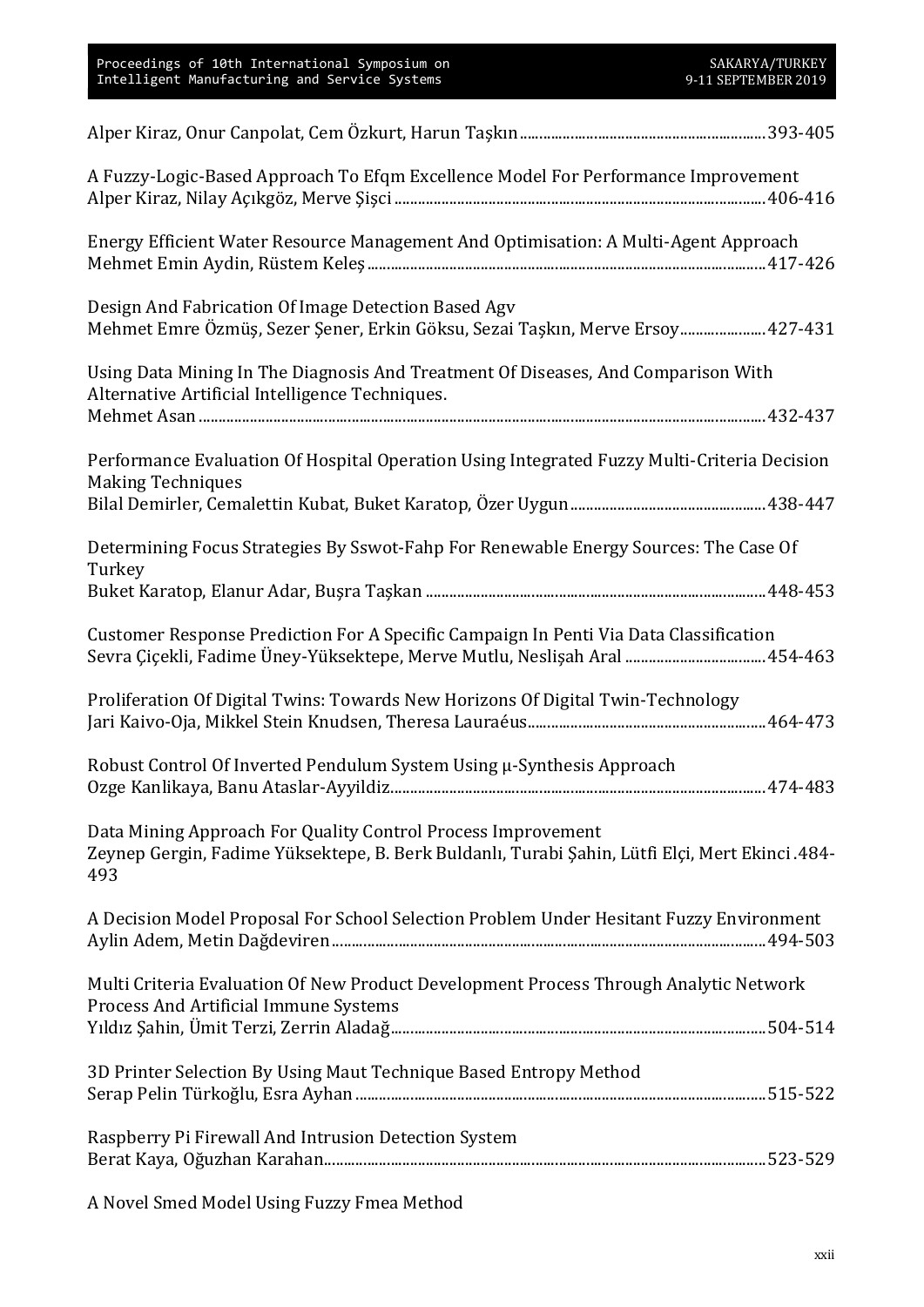Alper Kiraz, Onur Canpolat, Cem Özkurt, Harun Taşkın....................393-405

A Fuzzy-Logic-Based Approach To Efqm Excellence Model For Performance Improvement
Alper Kiraz, Nilay Açıkgöz, Merve Şişci....................406-416

Energy Efficient Water Resource Management And Optimisation: A Multi-Agent Approach
Mehmet Emin Aydin, Rüstem Keleş....................417-426

Design And Fabrication Of Image Detection Based Agv
Mehmet Emre Özmüş, Sezer Şener, Erkin Göksu, Sezai Taşkın, Merve Ersoy....................427-431

Using Data Mining In The Diagnosis And Treatment Of Diseases, And Comparison With Alternative Artificial Intelligence Techniques.
Mehmet Asan....................432-437

Performance Evaluation Of Hospital Operation Using Integrated Fuzzy Multi-Criteria Decision Making Techniques
Bilal Demirler, Cemalettin Kubat, Buket Karatop, Özer Uygun....................438-447

Determining Focus Strategies By Sswot-Fahp For Renewable Energy Sources: The Case Of Turkey
Buket Karatop, Elanur Adar, Buşra Taşkan....................448-453

Customer Response Prediction For A Specific Campaign In Penti Via Data Classification
Sevra Çiçekli, Fadime Üney-Yüksektepe, Merve Mutlu, Neslişah Aral....................454-463

Proliferation Of Digital Twins: Towards New Horizons Of Digital Twin-Technology
Jari Kaivo-Oja, Mikkel Stein Knudsen, Theresa Lauraéus....................464-473

Robust Control Of Inverted Pendulum System Using μ-Synthesis Approach
Ozge Kanlikaya, Banu Ataslar-Ayyildiz....................474-483

Data Mining Approach For Quality Control Process Improvement
Zeynep Gergin, Fadime Yüksektepe, B. Berk Buldanlı, Turabi Şahin, Lütfi Elçi, Mert Ekinci .484-493

A Decision Model Proposal For School Selection Problem Under Hesitant Fuzzy Environment
Aylin Adem, Metin Dağdeviren....................494-503

Multi Criteria Evaluation Of New Product Development Process Through Analytic Network Process And Artificial Immune Systems
Yıldız Şahin, Ümit Terzi, Zerrin Aladağ....................504-514

3D Printer Selection By Using Maut Technique Based Entropy Method
Serap Pelin Türkoğlu, Esra Ayhan....................515-522

Raspberry Pi Firewall And Intrusion Detection System
Berat Kaya, Oğuzhan Karahan....................523-529

A Novel Smed Model Using Fuzzy Fmea Method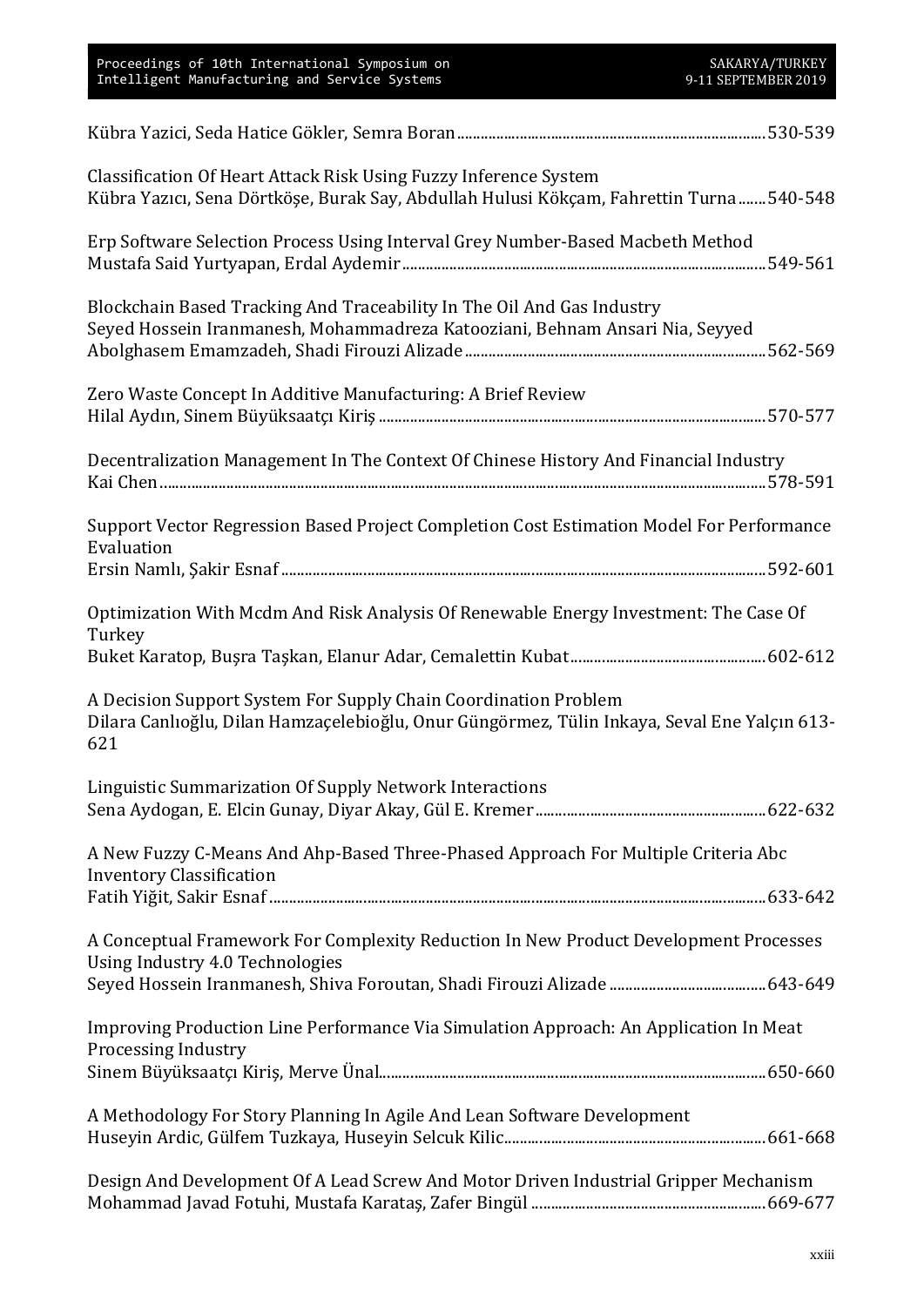Kübra Yazici, Seda Hatice Gökler, Semra Boran ........................................................................ 530-539

Classification Of Heart Attack Risk Using Fuzzy Inference System
Kübra Yazıcı, Sena Dörtköşe, Burak Say, Abdullah Hulusi Kökçam, Fahrettin Turna ....... 540-548

Erp Software Selection Process Using Interval Grey Number-Based Macbeth Method
Mustafa Said Yurtyapan, Erdal Aydemir ........................................................................ 549-561

Blockchain Based Tracking And Traceability In The Oil And Gas Industry
Seyed Hossein Iranmanesh, Mohammadreza Katooziani, Behnam Ansari Nia, Seyyed Abolghasem Emamzadeh, Shadi Firouzi Alizade ........................................................................ 562-569

Zero Waste Concept In Additive Manufacturing: A Brief Review
Hilal Aydın, Sinem Büyüksaatçı Kiriş ........................................................................ 570-577

Decentralization Management In The Context Of Chinese History And Financial Industry
Kai Chen ........................................................................ 578-591

Support Vector Regression Based Project Completion Cost Estimation Model For Performance Evaluation
Ersin Namlı, Şakir Esnaf ........................................................................ 592-601

Optimization With Mcdm And Risk Analysis Of Renewable Energy Investment: The Case Of Turkey
Buket Karatop, Buşra Taşkan, Elanur Adar, Cemalettin Kubat ........................................................................ 602-612

A Decision Support System For Supply Chain Coordination Problem
Dilara Canlıoğlu, Dilan Hamzaçelebioğlu, Onur Güngörmez, Tülin Inkaya, Seval Ene Yalçın 613-621

Linguistic Summarization Of Supply Network Interactions
Sena Aydogan, E. Elcin Gunay, Diyar Akay, Gül E. Kremer ........................................................................ 622-632

A New Fuzzy C-Means And Ahp-Based Three-Phased Approach For Multiple Criteria Abc Inventory Classification
Fatih Yiğit, Sakir Esnaf ........................................................................ 633-642

A Conceptual Framework For Complexity Reduction In New Product Development Processes Using Industry 4.0 Technologies
Seyed Hossein Iranmanesh, Shiva Foroutan, Shadi Firouzi Alizade ........................................................................ 643-649

Improving Production Line Performance Via Simulation Approach: An Application In Meat Processing Industry
Sinem Büyüksaatçı Kiriş, Merve Ünal ........................................................................ 650-660

A Methodology For Story Planning In Agile And Lean Software Development
Huseyin Ardic, Gülfem Tuzkaya, Huseyin Selcuk Kilic ........................................................................ 661-668

Design And Development Of A Lead Screw And Motor Driven Industrial Gripper Mechanism
Mohammad Javad Fotuhi, Mustafa Karataş, Zafer Bingül ........................................................................ 669-677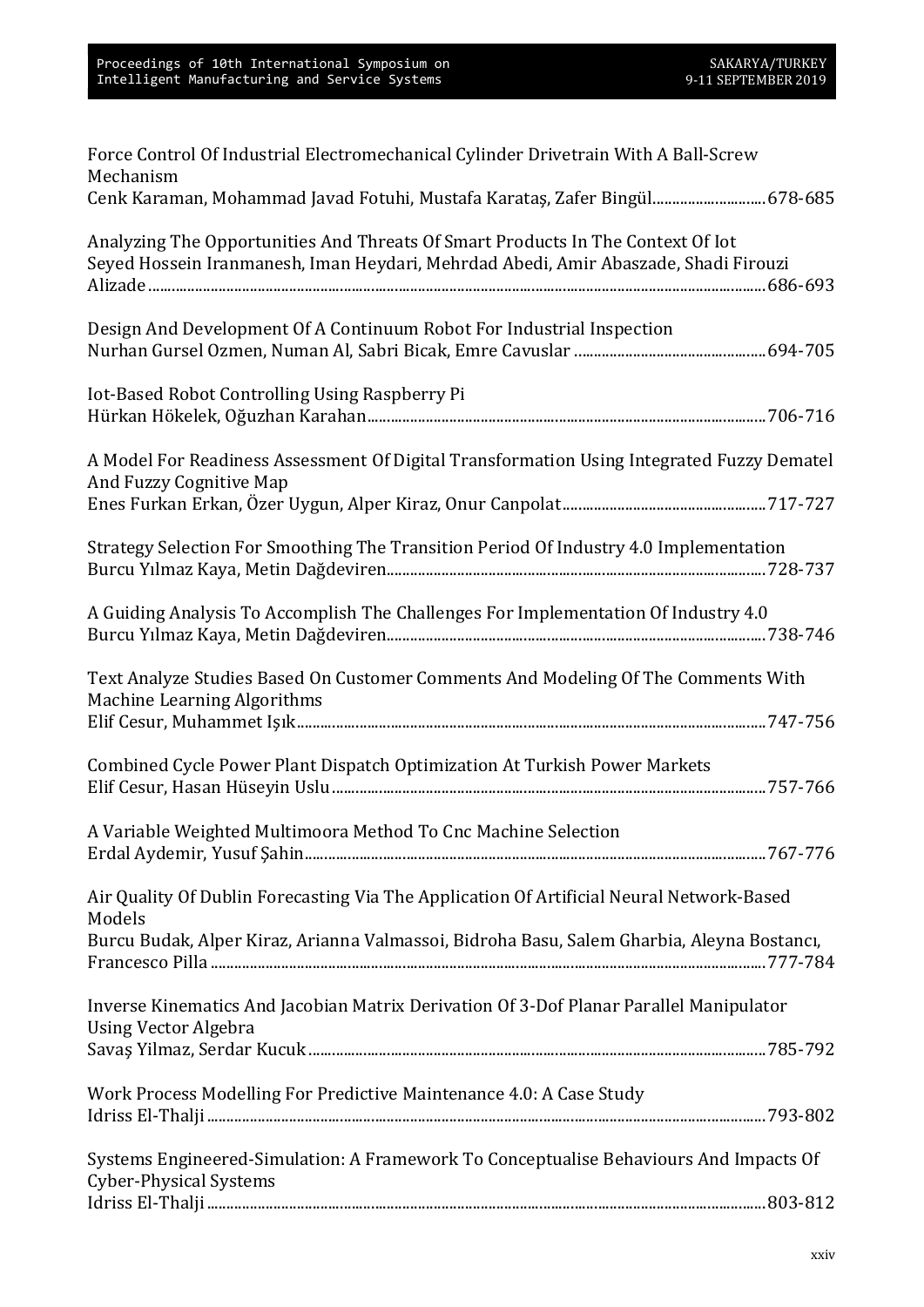Force Control Of Industrial Electromechanical Cylinder Drivetrain With A Ball-Screw Mechanism
Cenk Karaman, Mohammad Javad Fotuhi, Mustafa Karataş, Zafer Bingül............................678-685

Analyzing The Opportunities And Threats Of Smart Products In The Context Of Iot
Seyed Hossein Iranmanesh, Iman Heydari, Mehrdad Abedi, Amir Abaszade, Shadi Firouzi Alizade..........................................................................................................................................686-693

Design And Development Of A Continuum Robot For Industrial Inspection
Nurhan Gursel Ozmen, Numan Al, Sabri Bicak, Emre Cavuslar ................................................694-705

Iot-Based Robot Controlling Using Raspberry Pi
Hürkan Hökelek, Oğuzhan Karahan......................................................................................................706-716

A Model For Readiness Assessment Of Digital Transformation Using Integrated Fuzzy Dematel And Fuzzy Cognitive Map
Enes Furkan Erkan, Özer Uygun, Alper Kiraz, Onur Canpolat....................................................717-727

Strategy Selection For Smoothing The Transition Period Of Industry 4.0 Implementation
Burcu Yılmaz Kaya, Metin Dağdeviren................................................................................................728-737

A Guiding Analysis To Accomplish The Challenges For Implementation Of Industry 4.0
Burcu Yılmaz Kaya, Metin Dağdeviren................................................................................................738-746

Text Analyze Studies Based On Customer Comments And Modeling Of The Comments With Machine Learning Algorithms
Elif Cesur, Muhammet Işık.......................................................................................................................747-756

Combined Cycle Power Plant Dispatch Optimization At Turkish Power Markets
Elif Cesur, Hasan Hüseyin Uslu..............................................................................................................757-766

A Variable Weighted Multimoora Method To Cnc Machine Selection
Erdal Aydemir, Yusuf Şahin.....................................................................................................................767-776

Air Quality Of Dublin Forecasting Via The Application Of Artificial Neural Network-Based Models
Burcu Budak, Alper Kiraz, Arianna Valmassoi, Bidroha Basu, Salem Gharbia, Aleyna Bostancı, Francesco Pilla ..........................................................................................................................................777-784

Inverse Kinematics And Jacobian Matrix Derivation Of 3-Dof Planar Parallel Manipulator Using Vector Algebra
Savaş Yilmaz, Serdar Kucuk....................................................................................................................785-792

Work Process Modelling For Predictive Maintenance 4.0: A Case Study
Idriss El-Thalji ............................................................................................................................................793-802

Systems Engineered-Simulation: A Framework To Conceptualise Behaviours And Impacts Of Cyber-Physical Systems
Idriss El-Thalji ............................................................................................................................................803-812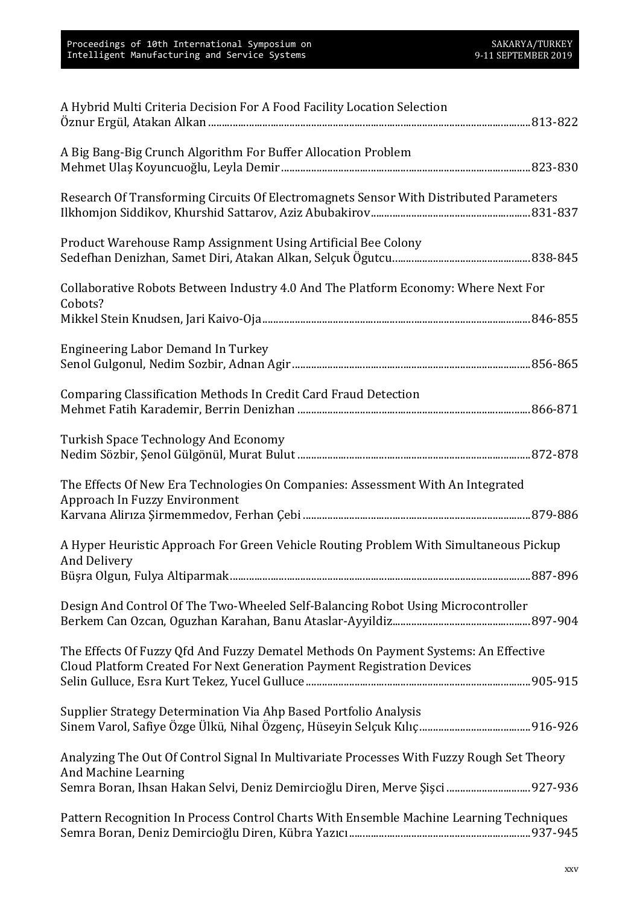A Hybrid Multi Criteria Decision For A Food Facility Location Selection
Öznur Ergül, Atakan Alkan ........................................................................................................... 813-822

A Big Bang-Big Crunch Algorithm For Buffer Allocation Problem
Mehmet Ulaş Koyuncuoğlu, Leyla Demir ..................................................................................... 823-830

Research Of Transforming Circuits Of Electromagnets Sensor With Distributed Parameters
Ilkhomjon Siddikov, Khurshid Sattarov, Aziz Abubakirov ........................................................... 831-837

Product Warehouse Ramp Assignment Using Artificial Bee Colony
Sedefhan Denizhan, Samet Diri, Atakan Alkan, Selçuk Ögutcu ................................................... 838-845

Collaborative Robots Between Industry 4.0 And The Platform Economy: Where Next For Cobots?
Mikkel Stein Knudsen, Jari Kaivo-Oja ........................................................................................... 846-855

Engineering Labor Demand In Turkey
Senol Gulgonul, Nedim Sozbir, Adnan Agir .................................................................................. 856-865

Comparing Classification Methods In Credit Card Fraud Detection
Mehmet Fatih Karademir, Berrin Denizhan ................................................................................... 866-871

Turkish Space Technology And Economy
Nedim Sözbir, Şenol Gülgönül, Murat Bulut .................................................................................. 872-878

The Effects Of New Era Technologies On Companies: Assessment With An Integrated Approach In Fuzzy Environment
Karvana Alırıza Şirmemmedov, Ferhan Çebi .................................................................................. 879-886

A Hyper Heuristic Approach For Green Vehicle Routing Problem With Simultaneous Pickup And Delivery
Büşra Olgun, Fulya Altiparmak ....................................................................................................... 887-896

Design And Control Of The Two-Wheeled Self-Balancing Robot Using Microcontroller
Berkem Can Ozcan, Oguzhan Karahan, Banu Ataslar-Ayyildiz .................................................... 897-904

The Effects Of Fuzzy Qfd And Fuzzy Dematel Methods On Payment Systems: An Effective Cloud Platform Created For Next Generation Payment Registration Devices
Selin Gulluce, Esra Kurt Tekez, Yucel Gulluce ................................................................................ 905-915

Supplier Strategy Determination Via Ahp Based Portfolio Analysis
Sinem Varol, Safiye Özge Ülkü, Nihal Özgenç, Hüseyin Selçuk Kılıç ........................................... 916-926

Analyzing The Out Of Control Signal In Multivariate Processes With Fuzzy Rough Set Theory And Machine Learning
Semra Boran, Ihsan Hakan Selvi, Deniz Demircioğlu Diren, Merve Şişci ..................................... 927-936

Pattern Recognition In Process Control Charts With Ensemble Machine Learning Techniques
Semra Boran, Deniz Demircioğlu Diren, Kübra Yazıcı ................................................................... 937-945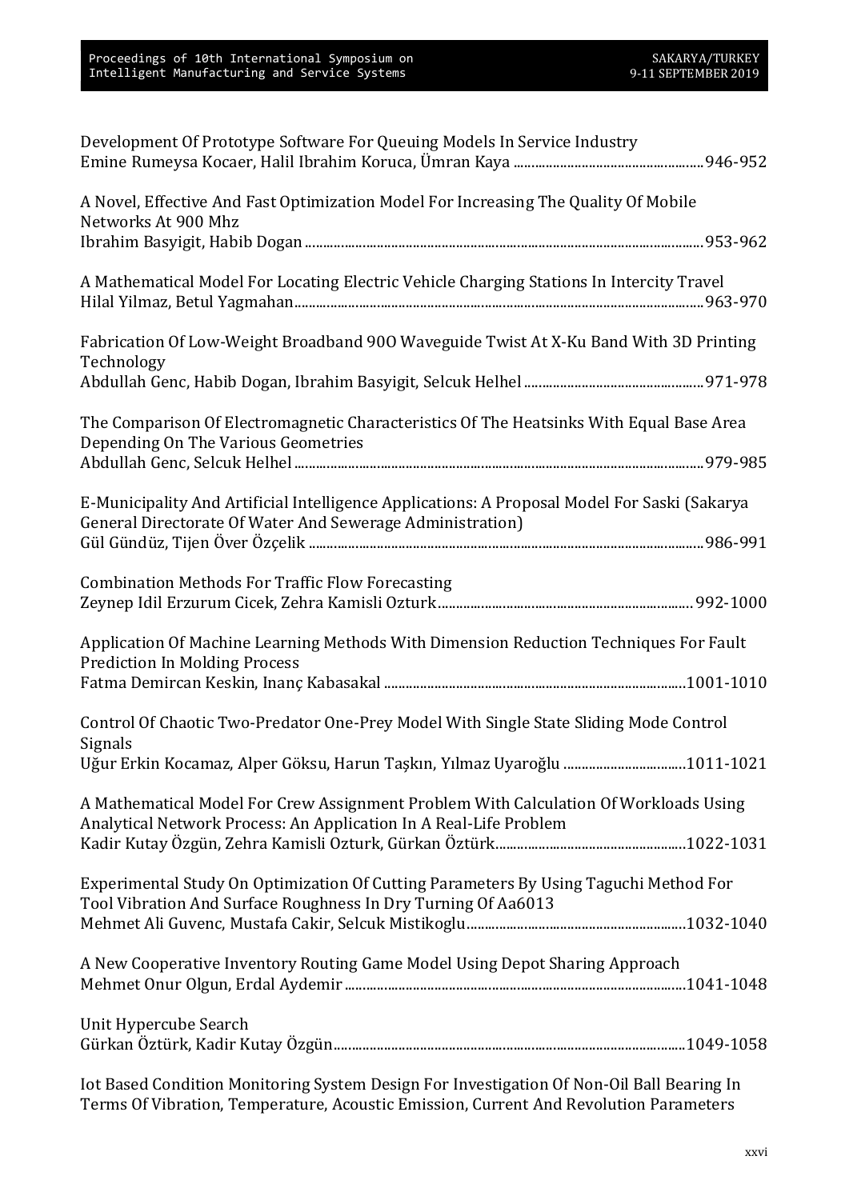Development Of Prototype Software For Queuing Models In Service Industry
Emine Rumeysa Kocaer, Halil Ibrahim Koruca, Ümran Kaya ........................................................946-952

A Novel, Effective And Fast Optimization Model For Increasing The Quality Of Mobile Networks At 900 Mhz
Ibrahim Basyigit, Habib Dogan ........................................................................................................953-962

A Mathematical Model For Locating Electric Vehicle Charging Stations In Intercity Travel
Hilal Yilmaz, Betul Yagmahan..........................................................................................................963-970

Fabrication Of Low-Weight Broadband 90O Waveguide Twist At X-Ku Band With 3D Printing Technology
Abdullah Genc, Habib Dogan, Ibrahim Basyigit, Selcuk Helhel ....................................................971-978

The Comparison Of Electromagnetic Characteristics Of The Heatsinks With Equal Base Area Depending On The Various Geometries
Abdullah Genc, Selcuk Helhel ..........................................................................................................979-985

E-Municipality And Artificial Intelligence Applications: A Proposal Model For Saski (Sakarya General Directorate Of Water And Sewerage Administration)
Gül Gündüz, Tijen Över Özçelik ......................................................................................................986-991

Combination Methods For Traffic Flow Forecasting
Zeynep Idil Erzurum Cicek, Zehra Kamisli Ozturk........................................................................992-1000

Application Of Machine Learning Methods With Dimension Reduction Techniques For Fault Prediction In Molding Process
Fatma Demircan Keskin, Inanç Kabasakal ....................................................................................1001-1010

Control Of Chaotic Two-Predator One-Prey Model With Single State Sliding Mode Control Signals
Uğur Erkin Kocamaz, Alper Göksu, Harun Taşkın, Yılmaz Uyaroğlu ..................................1011-1021

A Mathematical Model For Crew Assignment Problem With Calculation Of Workloads Using Analytical Network Process: An Application In A Real-Life Problem
Kadir Kutay Özgün, Zehra Kamisli Ozturk, Gürkan Öztürk......................................................1022-1031

Experimental Study On Optimization Of Cutting Parameters By Using Taguchi Method For Tool Vibration And Surface Roughness In Dry Turning Of Aa6013
Mehmet Ali Guvenc, Mustafa Cakir, Selcuk Mistikoglu..............................................................1032-1040

A New Cooperative Inventory Routing Game Model Using Depot Sharing Approach
Mehmet Onur Olgun, Erdal Aydemir ...............................................................................................1041-1048

Unit Hypercube Search
Gürkan Öztürk, Kadir Kutay Özgün.................................................................................................1049-1058

Iot Based Condition Monitoring System Design For Investigation Of Non-Oil Ball Bearing In Terms Of Vibration, Temperature, Acoustic Emission, Current And Revolution Parameters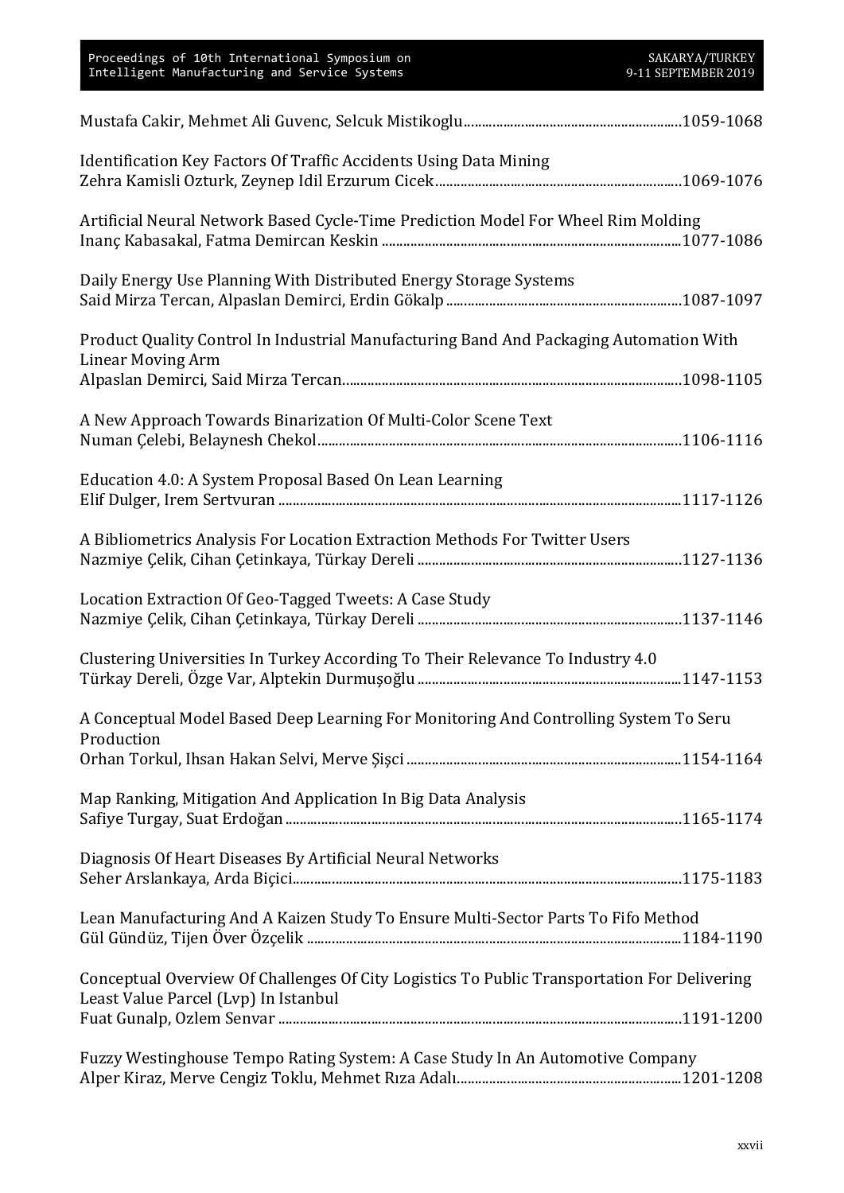Mustafa Cakir, Mehmet Ali Guvenc, Selcuk Mistikoglu.............................................................1059-1068

Identification Key Factors Of Traffic Accidents Using Data Mining
Zehra Kamisli Ozturk, Zeynep Idil Erzurum Cicek.....................................................................1069-1076

Artificial Neural Network Based Cycle-Time Prediction Model For Wheel Rim Molding
Inanç Kabasakal, Fatma Demircan Keskin .....................................................................................1077-1086

Daily Energy Use Planning With Distributed Energy Storage Systems
Said Mirza Tercan, Alpaslan Demirci, Erdin Gökalp .................................................................1087-1097

Product Quality Control In Industrial Manufacturing Band And Packaging Automation With Linear Moving Arm
Alpaslan Demirci, Said Mirza Tercan.............................................................................................1098-1105

A New Approach Towards Binarization Of Multi-Color Scene Text
Numan Çelebi, Belaynesh Chekol.....................................................................................................1106-1116

Education 4.0: A System Proposal Based On Lean Learning
Elif Dulger, Irem Sertvuran ................................................................................................................1117-1126

A Bibliometrics Analysis For Location Extraction Methods For Twitter Users
Nazmiye Çelik, Cihan Çetinkaya, Türkay Dereli ..........................................................................1127-1136

Location Extraction Of Geo-Tagged Tweets: A Case Study
Nazmiye Çelik, Cihan Çetinkaya, Türkay Dereli ..........................................................................1137-1146

Clustering Universities In Turkey According To Their Relevance To Industry 4.0
Türkay Dereli, Özge Var, Alptekin Durmuşoğlu ..........................................................................1147-1153

A Conceptual Model Based Deep Learning For Monitoring And Controlling System To Seru Production
Orhan Torkul, Ihsan Hakan Selvi, Merve Şişci .............................................................................1154-1164

Map Ranking, Mitigation And Application In Big Data Analysis
Safiye Turgay, Suat Erdoğan ...............................................................................................................1165-1174

Diagnosis Of Heart Diseases By Artificial Neural Networks
Seher Arslankaya, Arda Biçici.............................................................................................................1175-1183

Lean Manufacturing And A Kaizen Study To Ensure Multi-Sector Parts To Fifo Method
Gül Gündüz, Tijen Över Özçelik .........................................................................................................1184-1190

Conceptual Overview Of Challenges Of City Logistics To Public Transportation For Delivering Least Value Parcel (Lvp) In Istanbul
Fuat Gunalp, Ozlem Senvar .................................................................................................................1191-1200

Fuzzy Westinghouse Tempo Rating System: A Case Study In An Automotive Company
Alper Kiraz, Merve Cengiz Toklu, Mehmet Rıza Adalı..............................................................1201-1208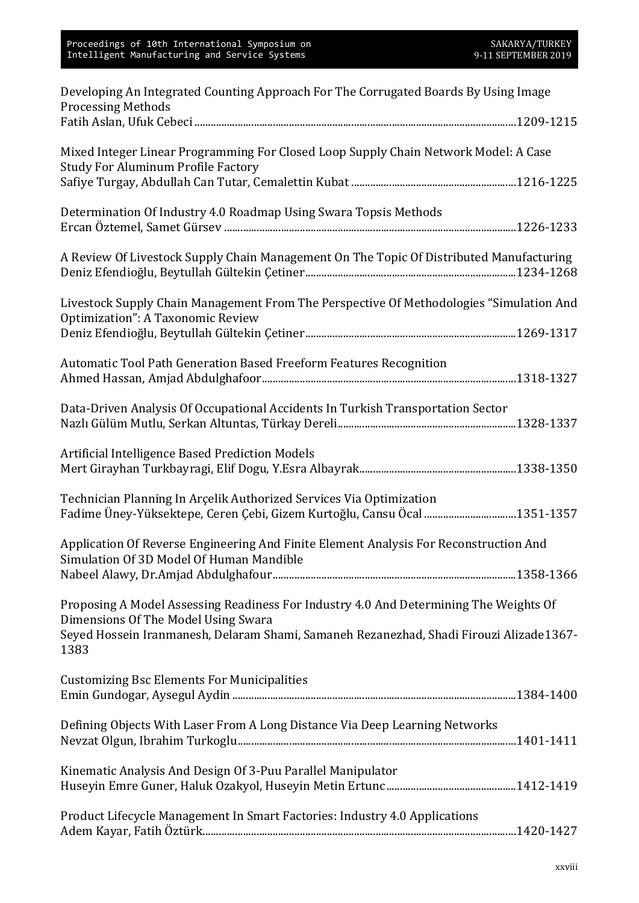Developing An Integrated Counting Approach For The Corrugated Boards By Using Image Processing Methods
Fatih Aslan, Ufuk Cebeci ....................................................................................................................1209-1215

Mixed Integer Linear Programming For Closed Loop Supply Chain Network Model: A Case Study For Aluminum Profile Factory
Safiye Turgay, Abdullah Can Tutar, Cemalettin Kubat ............................................................1216-1225

Determination Of Industry 4.0 Roadmap Using Swara Topsis Methods
Ercan Öztemel, Samet Gürsev .........................................................................................................1226-1233

A Review Of Livestock Supply Chain Management On The Topic Of Distributed Manufacturing
Deniz Efendioğlu, Beytullah Gültekin Çetiner.............................................................................1234-1268

Livestock Supply Chain Management From The Perspective Of Methodologies "Simulation And Optimization": A Taxonomic Review
Deniz Efendioğlu, Beytullah Gültekin Çetiner.............................................................................1269-1317

Automatic Tool Path Generation Based Freeform Features Recognition
Ahmed Hassan, Amjad Abdulghafoor...........................................................................................1318-1327

Data-Driven Analysis Of Occupational Accidents In Turkish Transportation Sector
Nazlı Gülüm Mutlu, Serkan Altuntas, Türkay Dereli.................................................................1328-1337

Artificial Intelligence Based Prediction Models
Mert Girayhan Turkbayragi, Elif Dogu, Y.Esra Albayrak.........................................................1338-1350

Technician Planning In Arçelik Authorized Services Via Optimization
Fadime Üney-Yüksektepe, Ceren Çebi, Gizem Kurtoğlu, Cansu Öcal .................................1351-1357

Application Of Reverse Engineering And Finite Element Analysis For Reconstruction And Simulation Of 3D Model Of Human Mandible
Nabeel Alawy, Dr.Amjad Abdulghafour.........................................................................................1358-1366

Proposing A Model Assessing Readiness For Industry 4.0 And Determining The Weights Of Dimensions Of The Model Using Swara
Seyed Hossein Iranmanesh, Delaram Shami, Samaneh Rezanezhad, Shadi Firouzi Alizade1367-1383

Customizing Bsc Elements For Municipalities
Emin Gundogar, Aysegul Aydin .......................................................................................................1384-1400

Defining Objects With Laser From A Long Distance Via Deep Learning Networks
Nevzat Olgun, Ibrahim Turkoglu......................................................................................................1401-1411

Kinematic Analysis And Design Of 3-Puu Parallel Manipulator
Huseyin Emre Guner, Haluk Ozakyol, Huseyin Metin Ertunc ................................................1412-1419

Product Lifecycle Management In Smart Factories: Industry 4.0 Applications
Adem Kayar, Fatih Öztürk..................................................................................................................1420-1427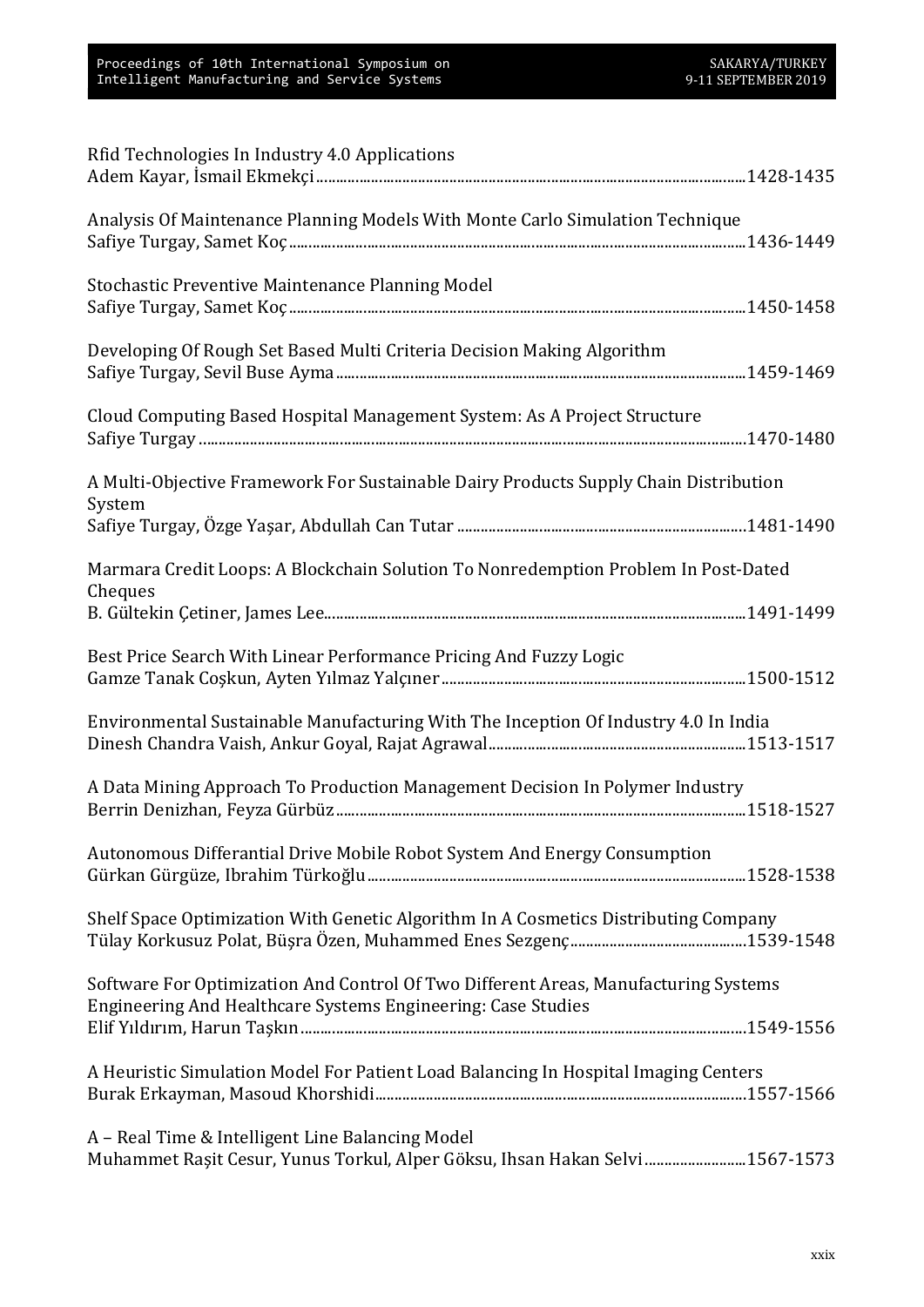Rfid Technologies In Industry 4.0 Applications
Adem Kayar, İsmail Ekmekçi ...........................................................................................................1428-1435

Analysis Of Maintenance Planning Models With Monte Carlo Simulation Technique
Safiye Turgay, Samet Koç ................................................................................................................1436-1449

Stochastic Preventive Maintenance Planning Model
Safiye Turgay, Samet Koç ................................................................................................................1450-1458

Developing Of Rough Set Based Multi Criteria Decision Making Algorithm
Safiye Turgay, Sevil Buse Ayma .....................................................................................................1459-1469

Cloud Computing Based Hospital Management System: As A Project Structure
Safiye Turgay .......................................................................................................................................1470-1480

A Multi-Objective Framework For Sustainable Dairy Products Supply Chain Distribution System
Safiye Turgay, Özge Yaşar, Abdullah Can Tutar .........................................................................1481-1490

Marmara Credit Loops: A Blockchain Solution To Nonredemption Problem In Post-Dated Cheques
B. Gültekin Çetiner, James Lee.........................................................................................................1491-1499

Best Price Search With Linear Performance Pricing And Fuzzy Logic
Gamze Tanak Coşkun, Ayten Yılmaz Yalçıner ..............................................................................1500-1512

Environmental Sustainable Manufacturing With The Inception Of Industry 4.0 In India
Dinesh Chandra Vaish, Ankur Goyal, Rajat Agrawal.................................................................1513-1517

A Data Mining Approach To Production Management Decision In Polymer Industry
Berrin Denizhan, Feyza Gürbüz......................................................................................................1518-1527

Autonomous Differantial Drive Mobile Robot System And Energy Consumption
Gürkan Gürgüze, Ibrahim Türkoğlu ..............................................................................................1528-1538

Shelf Space Optimization With Genetic Algorithm In A Cosmetics Distributing Company
Tülay Korkusuz Polat, Büşra Özen, Muhammed Enes Sezgenç............................................1539-1548

Software For Optimization And Control Of Two Different Areas, Manufacturing Systems Engineering And Healthcare Systems Engineering: Case Studies
Elif Yıldırım, Harun Taşkın ..............................................................................................................1549-1556

A Heuristic Simulation Model For Patient Load Balancing In Hospital Imaging Centers
Burak Erkayman, Masoud Khorshidi..............................................................................................1557-1566

A – Real Time & Intelligent Line Balancing Model
Muhammet Raşit Cesur, Yunus Torkul, Alper Göksu, Ihsan Hakan Selvi .........................1567-1573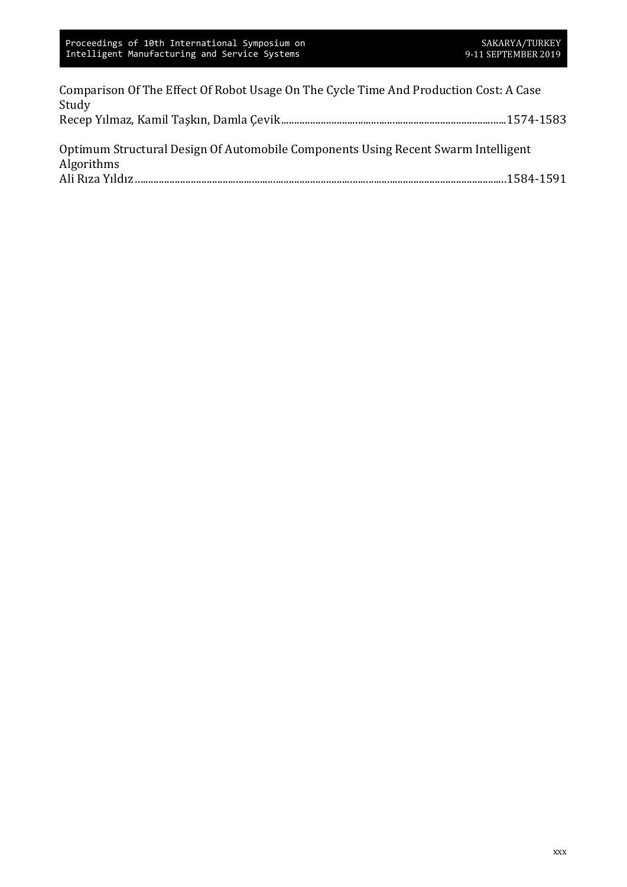Comparison Of The Effect Of Robot Usage On The Cycle Time And Production Cost: A Case Study
Recep Yılmaz, Kamil Taşkın, Damla Çevik..........................................................................................1574-1583

Optimum Structural Design Of Automobile Components Using Recent Swarm Intelligent Algorithms
Ali Rıza Yıldız...........................................................................................................................................1584-1591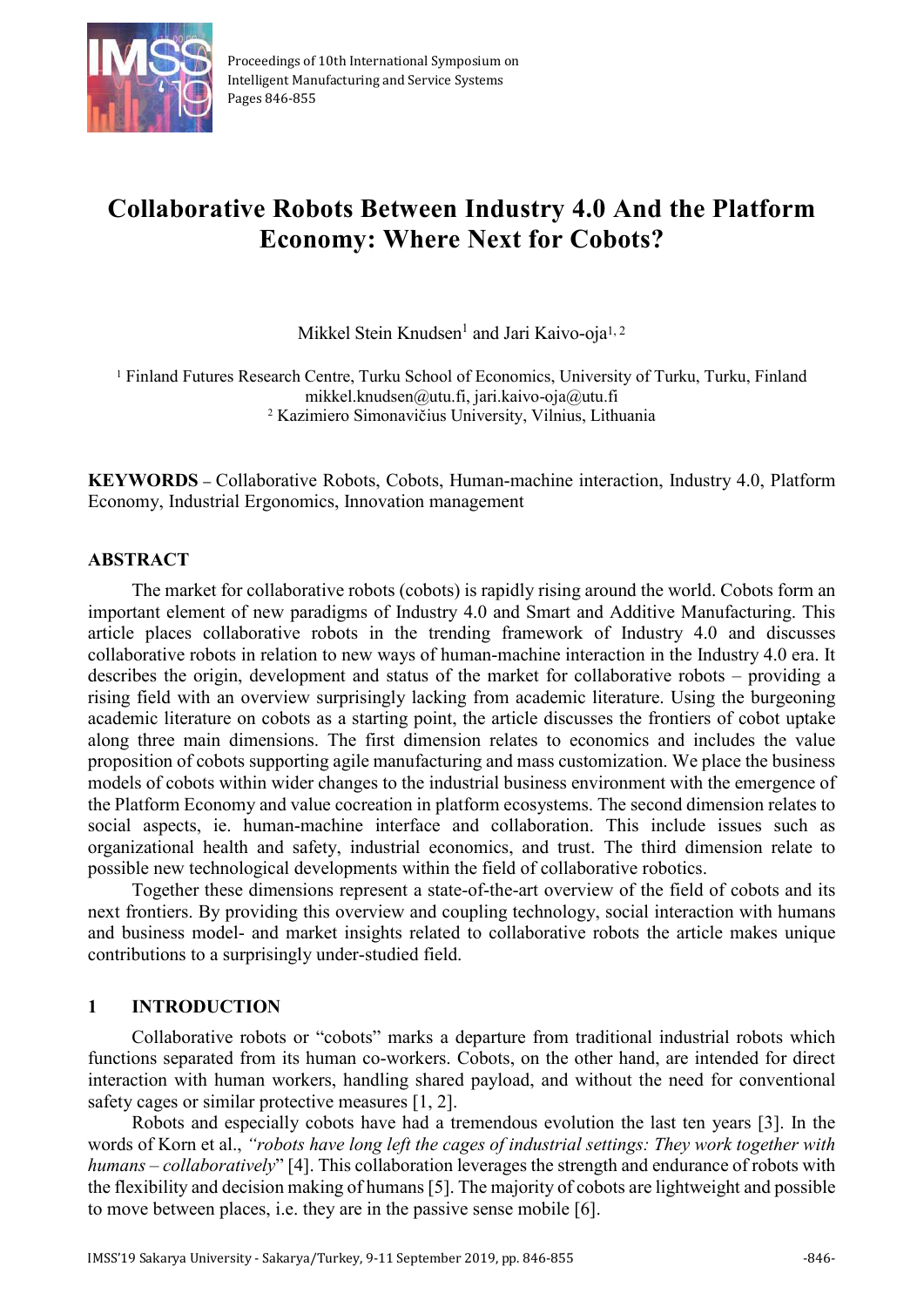# Collaborative Robots Between Industry 4.0 And the Platform Economy: Where Next for Cobots?

Mikkel Stein Knudsen[1] and Jari Kaivo-oja[1, 2]

[1] Finland Futures Research Centre, Turku School of Economics, University of Turku, Turku, Finland
mikkel.knudsen@utu.fi, jari.kaivo-oja@utu.fi
[2] Kazimiero Simonavičius University, Vilnius, Lithuania

**KEYWORDS** – Collaborative Robots, Cobots, Human-machine interaction, Industry 4.0, Platform Economy, Industrial Ergonomics, Innovation management

## ABSTRACT

The market for collaborative robots (cobots) is rapidly rising around the world. Cobots form an important element of new paradigms of Industry 4.0 and Smart and Additive Manufacturing. This article places collaborative robots in the trending framework of Industry 4.0 and discusses collaborative robots in relation to new ways of human-machine interaction in the Industry 4.0 era. It describes the origin, development and status of the market for collaborative robots – providing a rising field with an overview surprisingly lacking from academic literature. Using the burgeoning academic literature on cobots as a starting point, the article discusses the frontiers of cobot uptake along three main dimensions. The first dimension relates to economics and includes the value proposition of cobots supporting agile manufacturing and mass customization. We place the business models of cobots within wider changes to the industrial business environment with the emergence of the Platform Economy and value cocreation in platform ecosystems. The second dimension relates to social aspects, ie. human-machine interface and collaboration. This include issues such as organizational health and safety, industrial economics, and trust. The third dimension relate to possible new technological developments within the field of collaborative robotics.

Together these dimensions represent a state-of-the-art overview of the field of cobots and its next frontiers. By providing this overview and coupling technology, social interaction with humans and business model- and market insights related to collaborative robots the article makes unique contributions to a surprisingly under-studied field.

## 1 INTRODUCTION

Collaborative robots or "cobots" marks a departure from traditional industrial robots which functions separated from its human co-workers. Cobots, on the other hand, are intended for direct interaction with human workers, handling shared payload, and without the need for conventional safety cages or similar protective measures [1, 2].

Robots and especially cobots have had a tremendous evolution the last ten years [3]. In the words of Korn et al., *"robots have long left the cages of industrial settings: They work together with humans – collaboratively"* [4]. This collaboration leverages the strength and endurance of robots with the flexibility and decision making of humans [5]. The majority of cobots are lightweight and possible to move between places, i.e. they are in the passive sense mobile [6].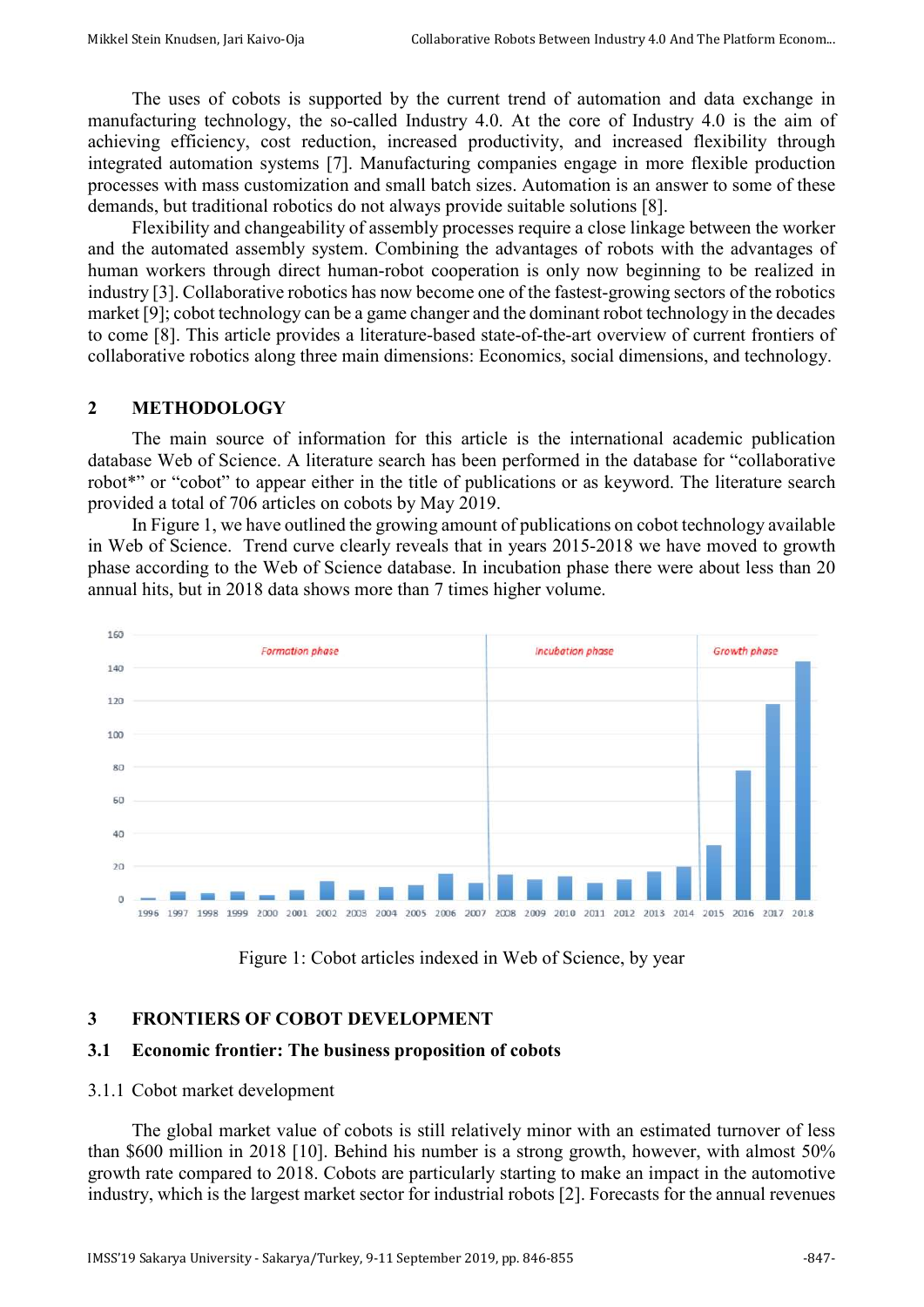The uses of cobots is supported by the current trend of automation and data exchange in manufacturing technology, the so-called Industry 4.0. At the core of Industry 4.0 is the aim of achieving efficiency, cost reduction, increased productivity, and increased flexibility through integrated automation systems [7]. Manufacturing companies engage in more flexible production processes with mass customization and small batch sizes. Automation is an answer to some of these demands, but traditional robotics do not always provide suitable solutions [8].

Flexibility and changeability of assembly processes require a close linkage between the worker and the automated assembly system. Combining the advantages of robots with the advantages of human workers through direct human-robot cooperation is only now beginning to be realized in industry [3]. Collaborative robotics has now become one of the fastest-growing sectors of the robotics market [9]; cobot technology can be a game changer and the dominant robot technology in the decades to come [8]. This article provides a literature-based state-of-the-art overview of current frontiers of collaborative robotics along three main dimensions: Economics, social dimensions, and technology.

## 2 METHODOLOGY

The main source of information for this article is the international academic publication database Web of Science. A literature search has been performed in the database for "collaborative robot*" or "cobot" to appear either in the title of publications or as keyword. The literature search provided a total of 706 articles on cobots by May 2019.

In Figure 1, we have outlined the growing amount of publications on cobot technology available in Web of Science. Trend curve clearly reveals that in years 2015-2018 we have moved to growth phase according to the Web of Science database. In incubation phase there were about less than 20 annual hits, but in 2018 data shows more than 7 times higher volume.

Figure 1: Cobot articles indexed in Web of Science, by year

## 3 FRONTIERS OF COBOT DEVELOPMENT

### 3.1 Economic frontier: The business proposition of cobots

#### 3.1.1 Cobot market development

The global market value of cobots is still relatively minor with an estimated turnover of less than $600 million in 2018 [10]. Behind his number is a strong growth, however, with almost 50% growth rate compared to 2018. Cobots are particularly starting to make an impact in the automotive industry, which is the largest market sector for industrial robots [2]. Forecasts for the annual revenues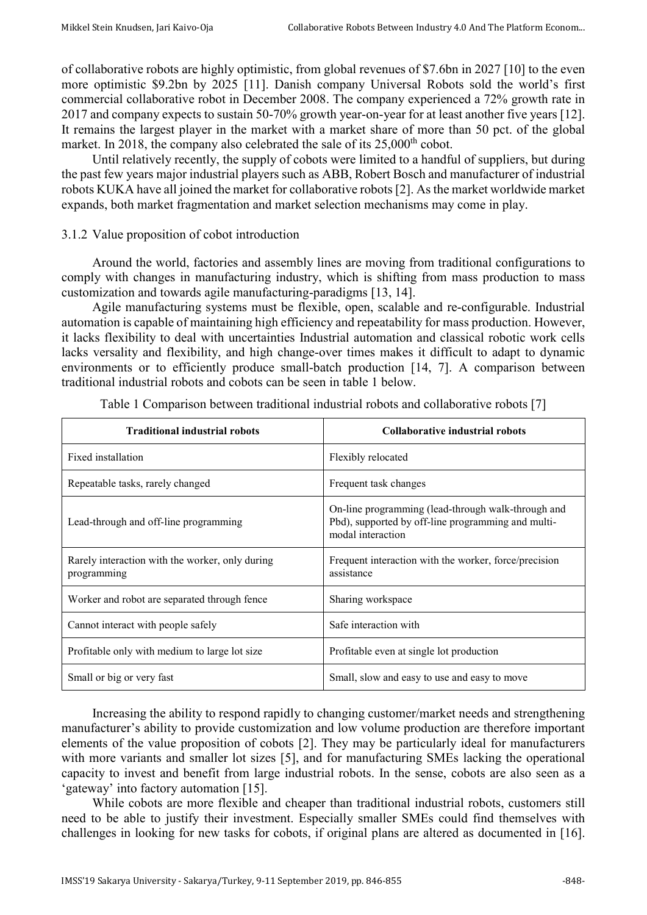of collaborative robots are highly optimistic, from global revenues of $7.6bn in 2027 [10] to the even more optimistic $9.2bn by 2025 [11]. Danish company Universal Robots sold the world's first commercial collaborative robot in December 2008. The company experienced a 72% growth rate in 2017 and company expects to sustain 50-70% growth year-on-year for at least another five years [12]. It remains the largest player in the market with a market share of more than 50 pct. of the global market. In 2018, the company also celebrated the sale of its 25,000th cobot.

Until relatively recently, the supply of cobots were limited to a handful of suppliers, but during the past few years major industrial players such as ABB, Robert Bosch and manufacturer of industrial robots KUKA have all joined the market for collaborative robots [2]. As the market worldwide market expands, both market fragmentation and market selection mechanisms may come in play.

### 3.1.2 Value proposition of cobot introduction

Around the world, factories and assembly lines are moving from traditional configurations to comply with changes in manufacturing industry, which is shifting from mass production to mass customization and towards agile manufacturing-paradigms [13, 14].

Agile manufacturing systems must be flexible, open, scalable and re-configurable. Industrial automation is capable of maintaining high efficiency and repeatability for mass production. However, it lacks flexibility to deal with uncertainties Industrial automation and classical robotic work cells lacks versality and flexibility, and high change-over times makes it difficult to adapt to dynamic environments or to efficiently produce small-batch production [14, 7]. A comparison between traditional industrial robots and cobots can be seen in table 1 below.

Table 1 Comparison between traditional industrial robots and collaborative robots [7]

| **Traditional industrial robots** | **Collaborative industrial robots** |
|---|---|
| Fixed installation | Flexibly relocated |
| Repeatable tasks, rarely changed | Frequent task changes |
| Lead-through and off-line programming | On-line programming (lead-through walk-through and Pbd), supported by off-line programming and multi-modal interaction |
| Rarely interaction with the worker, only during programming | Frequent interaction with the worker, force/precision assistance |
| Worker and robot are separated through fence | Sharing workspace |
| Cannot interact with people safely | Safe interaction with |
| Profitable only with medium to large lot size | Profitable even at single lot production |
| Small or big or very fast | Small, slow and easy to use and easy to move |

Increasing the ability to respond rapidly to changing customer/market needs and strengthening manufacturer's ability to provide customization and low volume production are therefore important elements of the value proposition of cobots [2]. They may be particularly ideal for manufacturers with more variants and smaller lot sizes [5], and for manufacturing SMEs lacking the operational capacity to invest and benefit from large industrial robots. In the sense, cobots are also seen as a 'gateway' into factory automation [15].

While cobots are more flexible and cheaper than traditional industrial robots, customers still need to be able to justify their investment. Especially smaller SMEs could find themselves with challenges in looking for new tasks for cobots, if original plans are altered as documented in [16].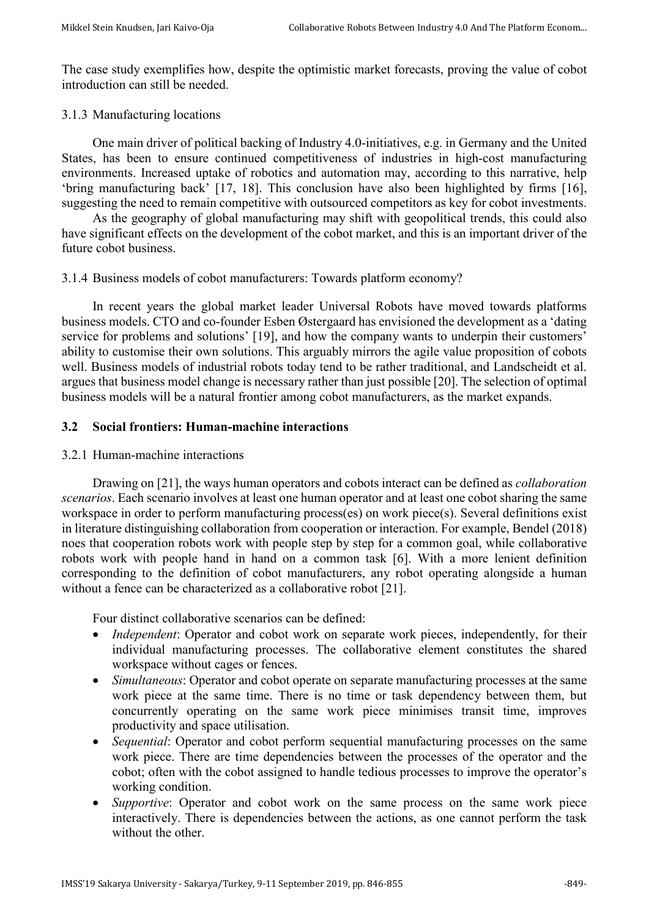The case study exemplifies how, despite the optimistic market forecasts, proving the value of cobot introduction can still be needed.

#### 3.1.3 Manufacturing locations

One main driver of political backing of Industry 4.0-initiatives, e.g. in Germany and the United States, has been to ensure continued competitiveness of industries in high-cost manufacturing environments. Increased uptake of robotics and automation may, according to this narrative, help 'bring manufacturing back' [17, 18]. This conclusion have also been highlighted by firms [16], suggesting the need to remain competitive with outsourced competitors as key for cobot investments.

As the geography of global manufacturing may shift with geopolitical trends, this could also have significant effects on the development of the cobot market, and this is an important driver of the future cobot business.

#### 3.1.4 Business models of cobot manufacturers: Towards platform economy?

In recent years the global market leader Universal Robots have moved towards platforms business models. CTO and co-founder Esben Østergaard has envisioned the development as a 'dating service for problems and solutions' [19], and how the company wants to underpin their customers' ability to customise their own solutions. This arguably mirrors the agile value proposition of cobots well. Business models of industrial robots today tend to be rather traditional, and Landscheidt et al. argues that business model change is necessary rather than just possible [20]. The selection of optimal business models will be a natural frontier among cobot manufacturers, as the market expands.

### 3.2 Social frontiers: Human-machine interactions

#### 3.2.1 Human-machine interactions

Drawing on [21], the ways human operators and cobots interact can be defined as *collaboration scenarios*. Each scenario involves at least one human operator and at least one cobot sharing the same workspace in order to perform manufacturing process(es) on work piece(s). Several definitions exist in literature distinguishing collaboration from cooperation or interaction. For example, Bendel (2018) noes that cooperation robots work with people step by step for a common goal, while collaborative robots work with people hand in hand on a common task [6]. With a more lenient definition corresponding to the definition of cobot manufacturers, any robot operating alongside a human without a fence can be characterized as a collaborative robot [21].

Four distinct collaborative scenarios can be defined:

- *Independent*: Operator and cobot work on separate work pieces, independently, for their individual manufacturing processes. The collaborative element constitutes the shared workspace without cages or fences.
- *Simultaneous*: Operator and cobot operate on separate manufacturing processes at the same work piece at the same time. There is no time or task dependency between them, but concurrently operating on the same work piece minimises transit time, improves productivity and space utilisation.
- *Sequential*: Operator and cobot perform sequential manufacturing processes on the same work piece. There are time dependencies between the processes of the operator and the cobot; often with the cobot assigned to handle tedious processes to improve the operator's working condition.
- *Supportive*: Operator and cobot work on the same process on the same work piece interactively. There is dependencies between the actions, as one cannot perform the task without the other.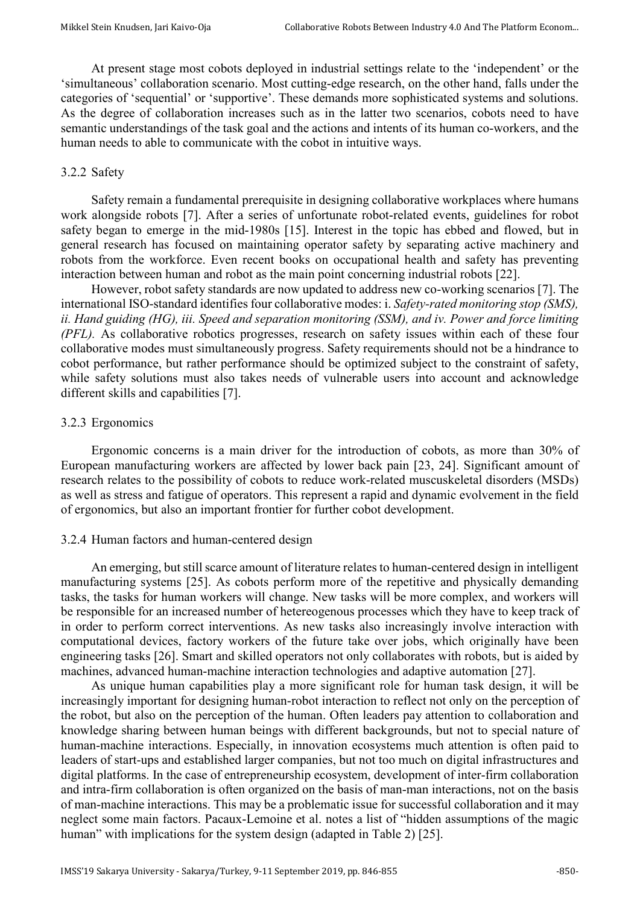At present stage most cobots deployed in industrial settings relate to the 'independent' or the 'simultaneous' collaboration scenario. Most cutting-edge research, on the other hand, falls under the categories of 'sequential' or 'supportive'. These demands more sophisticated systems and solutions. As the degree of collaboration increases such as in the latter two scenarios, cobots need to have semantic understandings of the task goal and the actions and intents of its human co-workers, and the human needs to able to communicate with the cobot in intuitive ways.

#### 3.2.2 Safety

Safety remain a fundamental prerequisite in designing collaborative workplaces where humans work alongside robots [7]. After a series of unfortunate robot-related events, guidelines for robot safety began to emerge in the mid-1980s [15]. Interest in the topic has ebbed and flowed, but in general research has focused on maintaining operator safety by separating active machinery and robots from the workforce. Even recent books on occupational health and safety has preventing interaction between human and robot as the main point concerning industrial robots [22].

However, robot safety standards are now updated to address new co-working scenarios [7]. The international ISO-standard identifies four collaborative modes: i. *Safety-rated monitoring stop (SMS), ii. Hand guiding (HG), iii. Speed and separation monitoring (SSM), and iv. Power and force limiting (PFL).* As collaborative robotics progresses, research on safety issues within each of these four collaborative modes must simultaneously progress. Safety requirements should not be a hindrance to cobot performance, but rather performance should be optimized subject to the constraint of safety, while safety solutions must also takes needs of vulnerable users into account and acknowledge different skills and capabilities [7].

#### 3.2.3 Ergonomics

Ergonomic concerns is a main driver for the introduction of cobots, as more than 30% of European manufacturing workers are affected by lower back pain [23, 24]. Significant amount of research relates to the possibility of cobots to reduce work-related muscuskeletal disorders (MSDs) as well as stress and fatigue of operators. This represent a rapid and dynamic evolvement in the field of ergonomics, but also an important frontier for further cobot development.

#### 3.2.4 Human factors and human-centered design

An emerging, but still scarce amount of literature relates to human-centered design in intelligent manufacturing systems [25]. As cobots perform more of the repetitive and physically demanding tasks, the tasks for human workers will change. New tasks will be more complex, and workers will be responsible for an increased number of hetereogenous processes which they have to keep track of in order to perform correct interventions. As new tasks also increasingly involve interaction with computational devices, factory workers of the future take over jobs, which originally have been engineering tasks [26]. Smart and skilled operators not only collaborates with robots, but is aided by machines, advanced human-machine interaction technologies and adaptive automation [27].

As unique human capabilities play a more significant role for human task design, it will be increasingly important for designing human-robot interaction to reflect not only on the perception of the robot, but also on the perception of the human. Often leaders pay attention to collaboration and knowledge sharing between human beings with different backgrounds, but not to special nature of human-machine interactions. Especially, in innovation ecosystems much attention is often paid to leaders of start-ups and established larger companies, but not too much on digital infrastructures and digital platforms. In the case of entrepreneurship ecosystem, development of inter-firm collaboration and intra-firm collaboration is often organized on the basis of man-man interactions, not on the basis of man-machine interactions. This may be a problematic issue for successful collaboration and it may neglect some main factors. Pacaux-Lemoine et al. notes a list of "hidden assumptions of the magic human" with implications for the system design (adapted in Table 2) [25].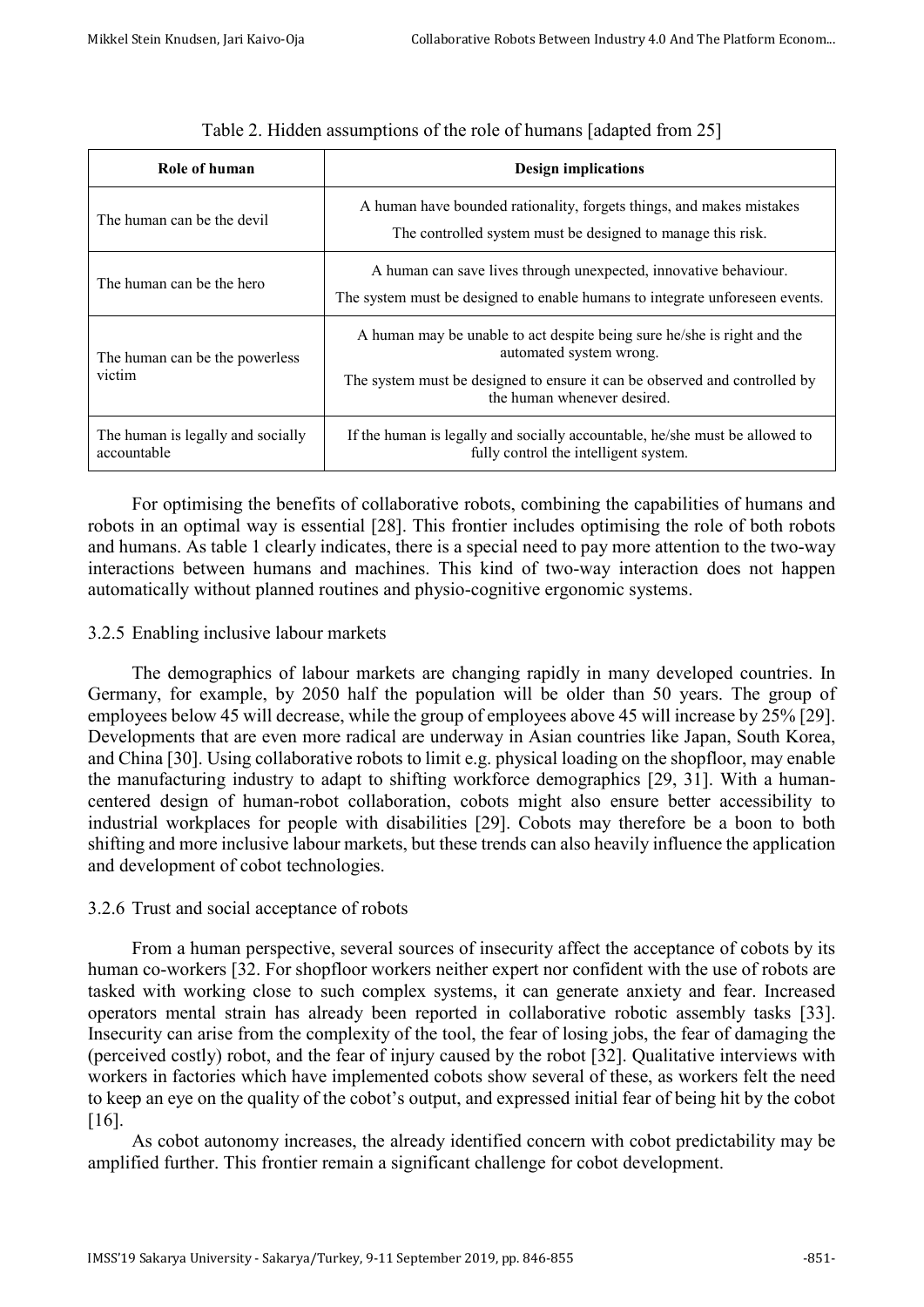Table 2. Hidden assumptions of the role of humans [adapted from 25]

| Role of human | Design implications |
|---|---|
| The human can be the devil | A human have bounded rationality, forgets things, and makes mistakes<br>The controlled system must be designed to manage this risk. |
| The human can be the hero | A human can save lives through unexpected, innovative behaviour.<br>The system must be designed to enable humans to integrate unforeseen events. |
| The human can be the powerless victim | A human may be unable to act despite being sure he/she is right and the automated system wrong.<br>The system must be designed to ensure it can be observed and controlled by the human whenever desired. |
| The human is legally and socially accountable | If the human is legally and socially accountable, he/she must be allowed to fully control the intelligent system. |

For optimising the benefits of collaborative robots, combining the capabilities of humans and robots in an optimal way is essential [28]. This frontier includes optimising the role of both robots and humans. As table 1 clearly indicates, there is a special need to pay more attention to the two-way interactions between humans and machines. This kind of two-way interaction does not happen automatically without planned routines and physio-cognitive ergonomic systems.

### 3.2.5 Enabling inclusive labour markets

The demographics of labour markets are changing rapidly in many developed countries. In Germany, for example, by 2050 half the population will be older than 50 years. The group of employees below 45 will decrease, while the group of employees above 45 will increase by 25% [29]. Developments that are even more radical are underway in Asian countries like Japan, South Korea, and China [30]. Using collaborative robots to limit e.g. physical loading on the shopfloor, may enable the manufacturing industry to adapt to shifting workforce demographics [29, 31]. With a human-centered design of human-robot collaboration, cobots might also ensure better accessibility to industrial workplaces for people with disabilities [29]. Cobots may therefore be a boon to both shifting and more inclusive labour markets, but these trends can also heavily influence the application and development of cobot technologies.

### 3.2.6 Trust and social acceptance of robots

From a human perspective, several sources of insecurity affect the acceptance of cobots by its human co-workers [32. For shopfloor workers neither expert nor confident with the use of robots are tasked with working close to such complex systems, it can generate anxiety and fear. Increased operators mental strain has already been reported in collaborative robotic assembly tasks [33]. Insecurity can arise from the complexity of the tool, the fear of losing jobs, the fear of damaging the (perceived costly) robot, and the fear of injury caused by the robot [32]. Qualitative interviews with workers in factories which have implemented cobots show several of these, as workers felt the need to keep an eye on the quality of the cobot's output, and expressed initial fear of being hit by the cobot [16].

As cobot autonomy increases, the already identified concern with cobot predictability may be amplified further. This frontier remain a significant challenge for cobot development.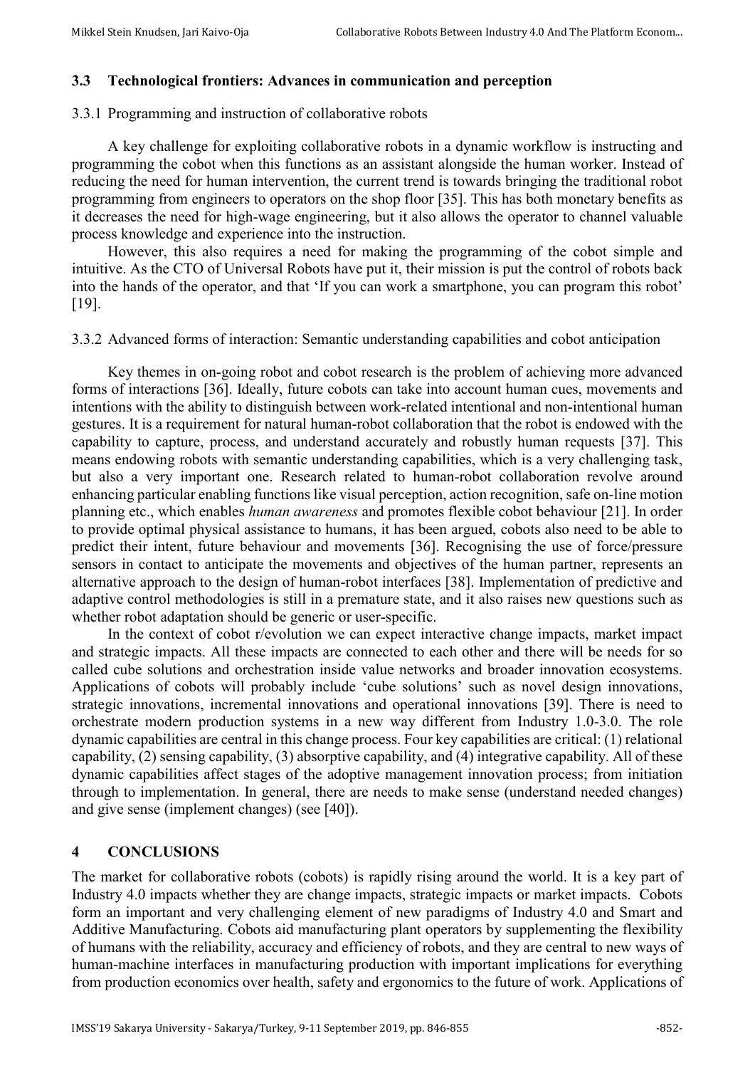### 3.3 Technological frontiers: Advances in communication and perception

#### 3.3.1 Programming and instruction of collaborative robots

A key challenge for exploiting collaborative robots in a dynamic workflow is instructing and programming the cobot when this functions as an assistant alongside the human worker. Instead of reducing the need for human intervention, the current trend is towards bringing the traditional robot programming from engineers to operators on the shop floor [35]. This has both monetary benefits as it decreases the need for high-wage engineering, but it also allows the operator to channel valuable process knowledge and experience into the instruction.

However, this also requires a need for making the programming of the cobot simple and intuitive. As the CTO of Universal Robots have put it, their mission is put the control of robots back into the hands of the operator, and that 'If you can work a smartphone, you can program this robot' [19].

#### 3.3.2 Advanced forms of interaction: Semantic understanding capabilities and cobot anticipation

Key themes in on-going robot and cobot research is the problem of achieving more advanced forms of interactions [36]. Ideally, future cobots can take into account human cues, movements and intentions with the ability to distinguish between work-related intentional and non-intentional human gestures. It is a requirement for natural human-robot collaboration that the robot is endowed with the capability to capture, process, and understand accurately and robustly human requests [37]. This means endowing robots with semantic understanding capabilities, which is a very challenging task, but also a very important one. Research related to human-robot collaboration revolve around enhancing particular enabling functions like visual perception, action recognition, safe on-line motion planning etc., which enables *human awareness* and promotes flexible cobot behaviour [21]. In order to provide optimal physical assistance to humans, it has been argued, cobots also need to be able to predict their intent, future behaviour and movements [36]. Recognising the use of force/pressure sensors in contact to anticipate the movements and objectives of the human partner, represents an alternative approach to the design of human-robot interfaces [38]. Implementation of predictive and adaptive control methodologies is still in a premature state, and it also raises new questions such as whether robot adaptation should be generic or user-specific.

In the context of cobot r/evolution we can expect interactive change impacts, market impact and strategic impacts. All these impacts are connected to each other and there will be needs for so called cube solutions and orchestration inside value networks and broader innovation ecosystems. Applications of cobots will probably include 'cube solutions' such as novel design innovations, strategic innovations, incremental innovations and operational innovations [39]. There is need to orchestrate modern production systems in a new way different from Industry 1.0-3.0. The role dynamic capabilities are central in this change process. Four key capabilities are critical: (1) relational capability, (2) sensing capability, (3) absorptive capability, and (4) integrative capability. All of these dynamic capabilities affect stages of the adoptive management innovation process; from initiation through to implementation. In general, there are needs to make sense (understand needed changes) and give sense (implement changes) (see [40]).

## 4 CONCLUSIONS

The market for collaborative robots (cobots) is rapidly rising around the world. It is a key part of Industry 4.0 impacts whether they are change impacts, strategic impacts or market impacts. Cobots form an important and very challenging element of new paradigms of Industry 4.0 and Smart and Additive Manufacturing. Cobots aid manufacturing plant operators by supplementing the flexibility of humans with the reliability, accuracy and efficiency of robots, and they are central to new ways of human-machine interfaces in manufacturing production with important implications for everything from production economics over health, safety and ergonomics to the future of work. Applications of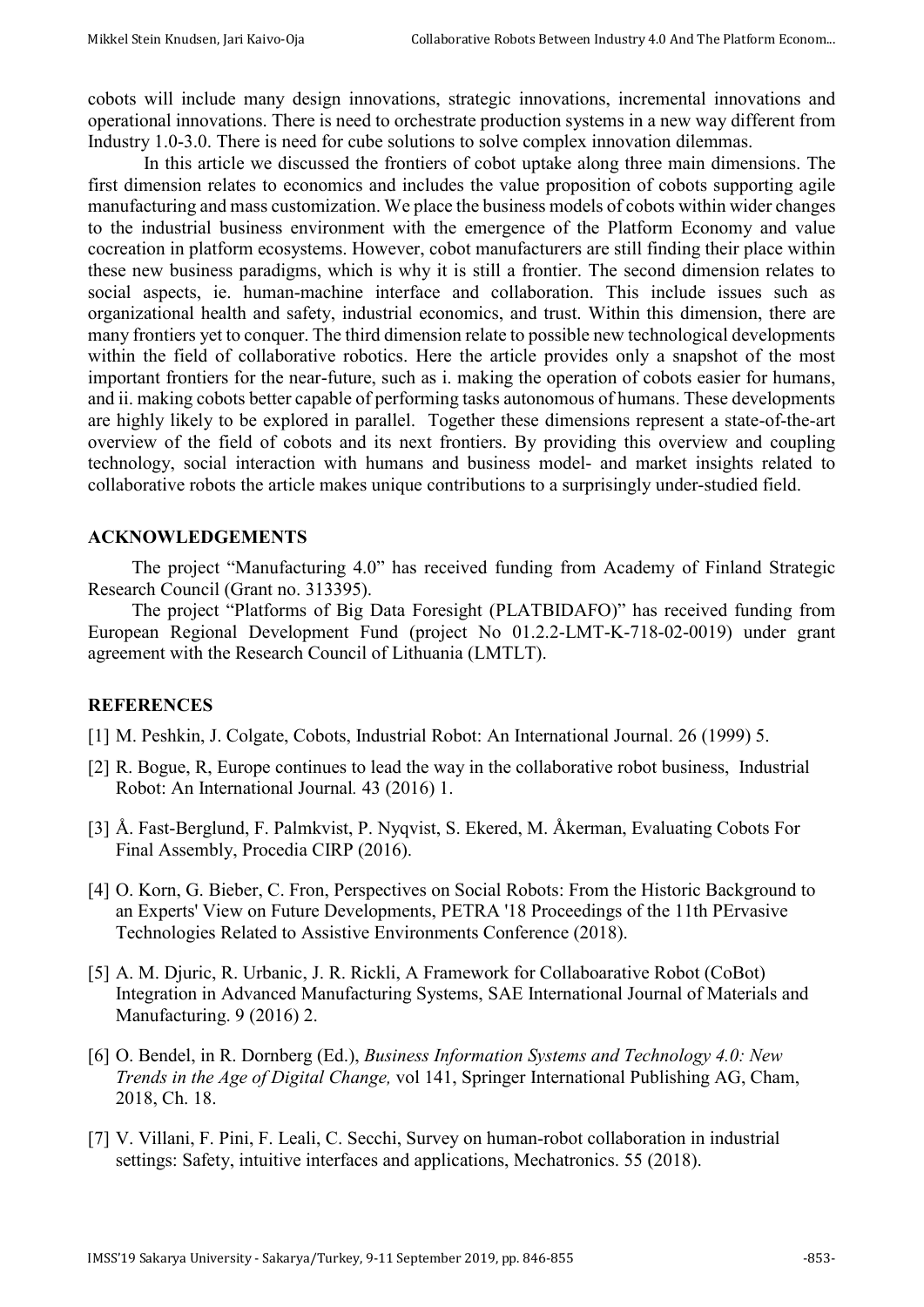cobots will include many design innovations, strategic innovations, incremental innovations and operational innovations. There is need to orchestrate production systems in a new way different from Industry 1.0-3.0. There is need for cube solutions to solve complex innovation dilemmas.

In this article we discussed the frontiers of cobot uptake along three main dimensions. The first dimension relates to economics and includes the value proposition of cobots supporting agile manufacturing and mass customization. We place the business models of cobots within wider changes to the industrial business environment with the emergence of the Platform Economy and value cocreation in platform ecosystems. However, cobot manufacturers are still finding their place within these new business paradigms, which is why it is still a frontier. The second dimension relates to social aspects, ie. human-machine interface and collaboration. This include issues such as organizational health and safety, industrial economics, and trust. Within this dimension, there are many frontiers yet to conquer. The third dimension relate to possible new technological developments within the field of collaborative robotics. Here the article provides only a snapshot of the most important frontiers for the near-future, such as i. making the operation of cobots easier for humans, and ii. making cobots better capable of performing tasks autonomous of humans. These developments are highly likely to be explored in parallel. Together these dimensions represent a state-of-the-art overview of the field of cobots and its next frontiers. By providing this overview and coupling technology, social interaction with humans and business model- and market insights related to collaborative robots the article makes unique contributions to a surprisingly under-studied field.

## ACKNOWLEDGEMENTS

The project "Manufacturing 4.0" has received funding from Academy of Finland Strategic Research Council (Grant no. 313395).

The project "Platforms of Big Data Foresight (PLATBIDAFO)" has received funding from European Regional Development Fund (project No 01.2.2-LMT-K-718-02-0019) under grant agreement with the Research Council of Lithuania (LMTLT).

## REFERENCES

[1] M. Peshkin, J. Colgate, Cobots, Industrial Robot: An International Journal. 26 (1999) 5.

[2] R. Bogue, R, Europe continues to lead the way in the collaborative robot business, Industrial Robot: An International Journal. 43 (2016) 1.

[3] Å. Fast-Berglund, F. Palmkvist, P. Nyqvist, S. Ekered, M. Åkerman, Evaluating Cobots For Final Assembly, Procedia CIRP (2016).

[4] O. Korn, G. Bieber, C. Fron, Perspectives on Social Robots: From the Historic Background to an Experts' View on Future Developments, PETRA '18 Proceedings of the 11th PErvasive Technologies Related to Assistive Environments Conference (2018).

[5] A. M. Djuric, R. Urbanic, J. R. Rickli, A Framework for Collaboarative Robot (CoBot) Integration in Advanced Manufacturing Systems, SAE International Journal of Materials and Manufacturing. 9 (2016) 2.

[6] O. Bendel, in R. Dornberg (Ed.), *Business Information Systems and Technology 4.0: New Trends in the Age of Digital Change,* vol 141, Springer International Publishing AG, Cham, 2018, Ch. 18.

[7] V. Villani, F. Pini, F. Leali, C. Secchi, Survey on human-robot collaboration in industrial settings: Safety, intuitive interfaces and applications, Mechatronics. 55 (2018).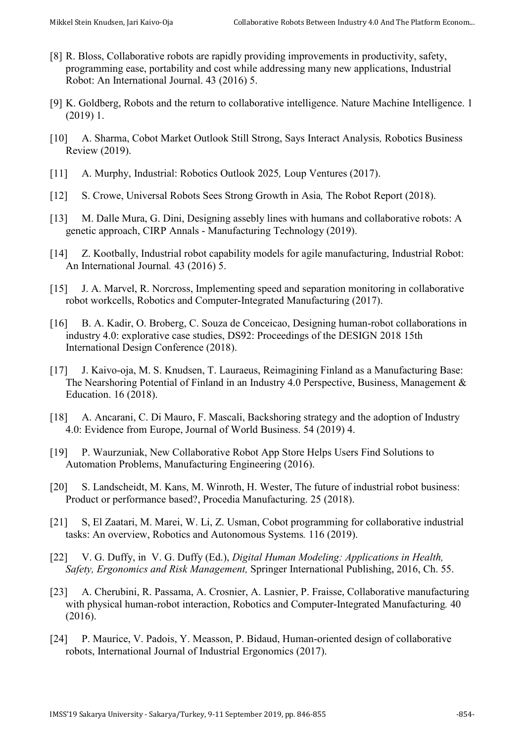[8] R. Bloss, Collaborative robots are rapidly providing improvements in productivity, safety, programming ease, portability and cost while addressing many new applications, Industrial Robot: An International Journal. 43 (2016) 5.

[9] K. Goldberg, Robots and the return to collaborative intelligence. Nature Machine Intelligence. 1 (2019) 1.

[10] A. Sharma, Cobot Market Outlook Still Strong, Says Interact Analysis, Robotics Business Review (2019).

[11] A. Murphy, Industrial: Robotics Outlook 2025, Loup Ventures (2017).

[12] S. Crowe, Universal Robots Sees Strong Growth in Asia, The Robot Report (2018).

[13] M. Dalle Mura, G. Dini, Designing assebly lines with humans and collaborative robots: A genetic approach, CIRP Annals - Manufacturing Technology (2019).

[14] Z. Kootbally, Industrial robot capability models for agile manufacturing, Industrial Robot: An International Journal. 43 (2016) 5.

[15] J. A. Marvel, R. Norcross, Implementing speed and separation monitoring in collaborative robot workcells, Robotics and Computer-Integrated Manufacturing (2017).

[16] B. A. Kadir, O. Broberg, C. Souza de Conceicao, Designing human-robot collaborations in industry 4.0: explorative case studies, DS92: Proceedings of the DESIGN 2018 15th International Design Conference (2018).

[17] J. Kaivo-oja, M. S. Knudsen, T. Lauraeus, Reimagining Finland as a Manufacturing Base: The Nearshoring Potential of Finland in an Industry 4.0 Perspective, Business, Management & Education. 16 (2018).

[18] A. Ancarani, C. Di Mauro, F. Mascali, Backshoring strategy and the adoption of Industry 4.0: Evidence from Europe, Journal of World Business. 54 (2019) 4.

[19] P. Waurzuniak, New Collaborative Robot App Store Helps Users Find Solutions to Automation Problems, Manufacturing Engineering (2016).

[20] S. Landscheidt, M. Kans, M. Winroth, H. Wester, The future of industrial robot business: Product or performance based?, Procedia Manufacturing. 25 (2018).

[21] S, El Zaatari, M. Marei, W. Li, Z. Usman, Cobot programming for collaborative industrial tasks: An overview, Robotics and Autonomous Systems. 116 (2019).

[22] V. G. Duffy, in V. G. Duffy (Ed.), *Digital Human Modeling: Applications in Health, Safety, Ergonomics and Risk Management,* Springer International Publishing, 2016, Ch. 55.

[23] A. Cherubini, R. Passama, A. Crosnier, A. Lasnier, P. Fraisse, Collaborative manufacturing with physical human-robot interaction, Robotics and Computer-Integrated Manufacturing. 40 (2016).

[24] P. Maurice, V. Padois, Y. Measson, P. Bidaud, Human-oriented design of collaborative robots, International Journal of Industrial Ergonomics (2017).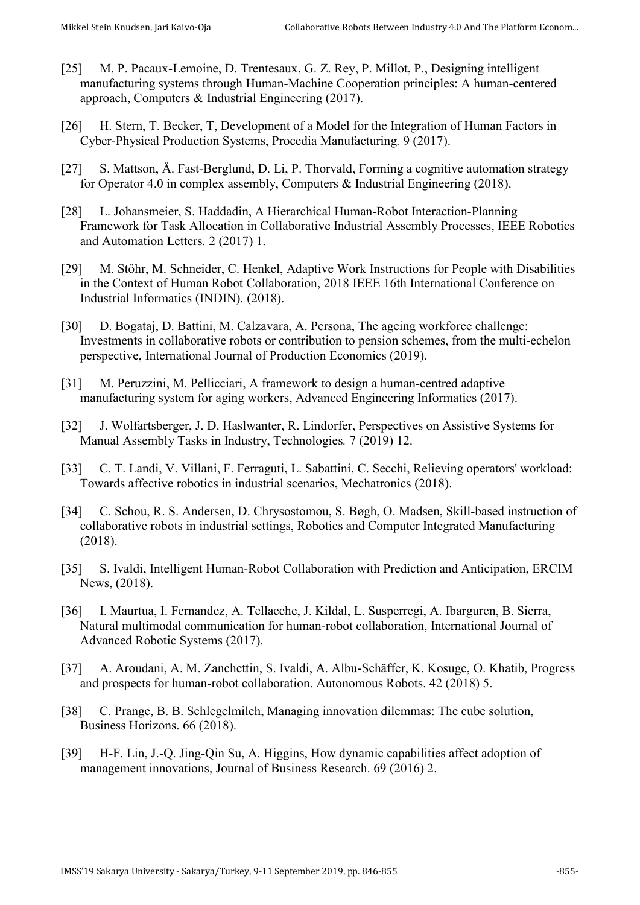[25] M. P. Pacaux-Lemoine, D. Trentesaux, G. Z. Rey, P. Millot, P., Designing intelligent manufacturing systems through Human-Machine Cooperation principles: A human-centered approach, Computers & Industrial Engineering (2017).

[26] H. Stern, T. Becker, T, Development of a Model for the Integration of Human Factors in Cyber-Physical Production Systems, Procedia Manufacturing*.* 9 (2017).

[27] S. Mattson, Å. Fast-Berglund, D. Li, P. Thorvald, Forming a cognitive automation strategy for Operator 4.0 in complex assembly, Computers & Industrial Engineering (2018).

[28] L. Johansmeier, S. Haddadin, A Hierarchical Human-Robot Interaction-Planning Framework for Task Allocation in Collaborative Industrial Assembly Processes, IEEE Robotics and Automation Letters*.* 2 (2017) 1.

[29] M. Stöhr, M. Schneider, C. Henkel, Adaptive Work Instructions for People with Disabilities in the Context of Human Robot Collaboration, 2018 IEEE 16th International Conference on Industrial Informatics (INDIN). (2018).

[30] D. Bogataj, D. Battini, M. Calzavara, A. Persona, The ageing workforce challenge: Investments in collaborative robots or contribution to pension schemes, from the multi-echelon perspective, International Journal of Production Economics (2019).

[31] M. Peruzzini, M. Pellicciari, A framework to design a human-centred adaptive manufacturing system for aging workers, Advanced Engineering Informatics (2017).

[32] J. Wolfartsberger, J. D. Haslwanter, R. Lindorfer, Perspectives on Assistive Systems for Manual Assembly Tasks in Industry, Technologies*.* 7 (2019) 12.

[33] C. T. Landi, V. Villani, F. Ferraguti, L. Sabattini, C. Secchi, Relieving operators' workload: Towards affective robotics in industrial scenarios, Mechatronics (2018).

[34] C. Schou, R. S. Andersen, D. Chrysostomou, S. Bøgh, O. Madsen, Skill-based instruction of collaborative robots in industrial settings, Robotics and Computer Integrated Manufacturing (2018).

[35] S. Ivaldi, Intelligent Human-Robot Collaboration with Prediction and Anticipation, ERCIM News, (2018).

[36] I. Maurtua, I. Fernandez, A. Tellaeche, J. Kildal, L. Susperregi, A. Ibarguren, B. Sierra, Natural multimodal communication for human-robot collaboration, International Journal of Advanced Robotic Systems (2017).

[37] A. Aroudani, A. M. Zanchettin, S. Ivaldi, A. Albu-Schäffer, K. Kosuge, O. Khatib, Progress and prospects for human-robot collaboration. Autonomous Robots. 42 (2018) 5.

[38] C. Prange, B. B. Schlegelmilch, Managing innovation dilemmas: The cube solution, Business Horizons. 66 (2018).

[39] H-F. Lin, J.-Q. Jing-Qin Su, A. Higgins, How dynamic capabilities affect adoption of management innovations, Journal of Business Research. 69 (2016) 2.